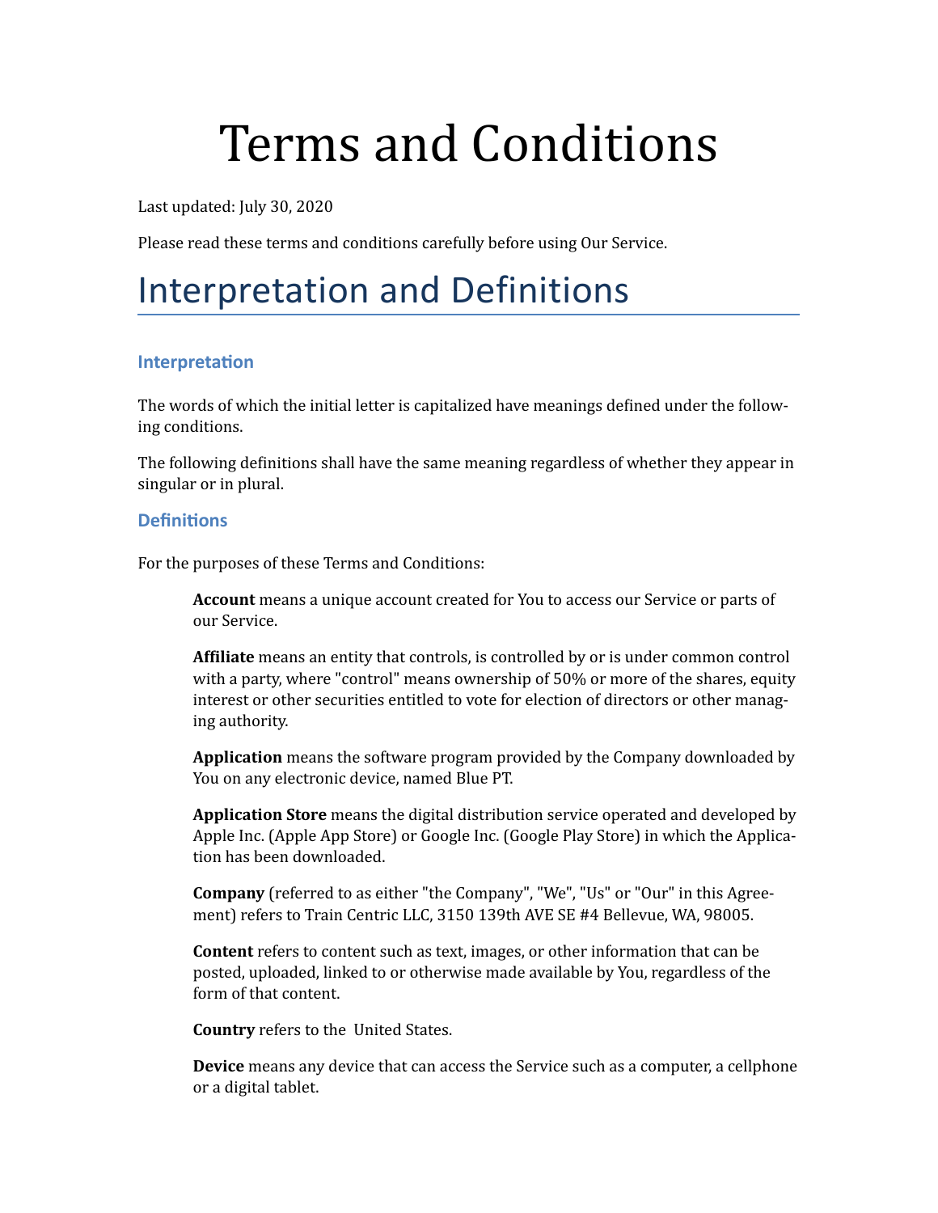# Terms and Conditions

Last updated: July 30, 2020

Please read these terms and conditions carefully before using Our Service.

## Interpretation and Definitions

### Interpretation

The words of which the initial letter is capitalized have meanings defined under the following conditions.

The following definitions shall have the same meaning regardless of whether they appear in singular or in plural.

### Definitions

For the purposes of these Terms and Conditions:

**Account** means a unique account created for You to access our Service or parts of our Service.

**Affiliate** means an entity that controls, is controlled by or is under common control with a party, where "control" means ownership of 50% or more of the shares, equity interest or other securities entitled to vote for election of directors or other managing authority.

**Application** means the software program provided by the Company downloaded by You on any electronic device, named Blue PT.

**Application Store** means the digital distribution service operated and developed by Apple Inc. (Apple App Store) or Google Inc. (Google Play Store) in which the Application has been downloaded.

**Company** (referred to as either "the Company", "We", "Us" or "Our" in this Agreement) refers to Train Centric LLC, 3150 139th AVE SE #4 Bellevue, WA, 98005.

**Content** refers to content such as text, images, or other information that can be posted, uploaded, linked to or otherwise made available by You, regardless of the form of that content.

**Country** refers to the United States.

**Device** means any device that can access the Service such as a computer, a cellphone or a digital tablet.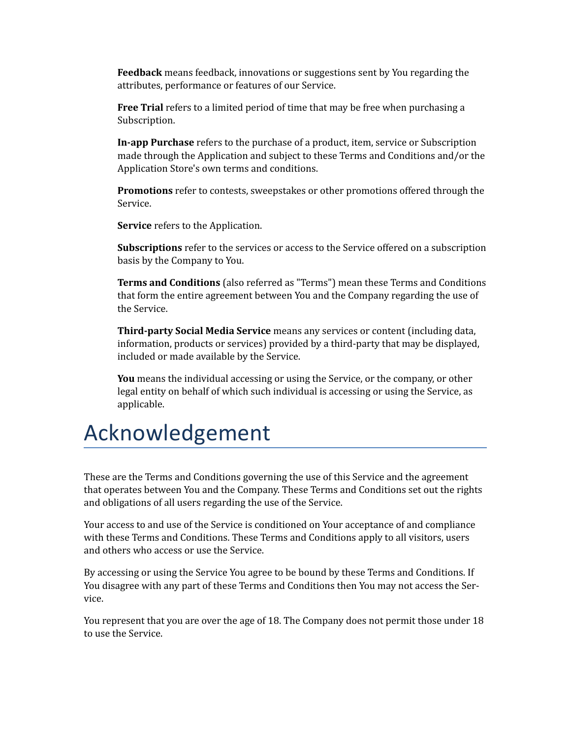**Feedback** means feedback, innovations or suggestions sent by You regarding the attributes, performance or features of our Service.

**Free Trial** refers to a limited period of time that may be free when purchasing a Subscription.

**In-app Purchase** refers to the purchase of a product, item, service or Subscription made through the Application and subject to these Terms and Conditions and/or the Application Store's own terms and conditions.

**Promotions** refer to contests, sweepstakes or other promotions offered through the Service.

**Service** refers to the Application.

**Subscriptions** refer to the services or access to the Service offered on a subscription basis by the Company to You.

**Terms and Conditions** (also referred as "Terms") mean these Terms and Conditions that form the entire agreement between You and the Company regarding the use of the Service.

**Third-party Social Media Service** means any services or content (including data, information, products or services) provided by a third-party that may be displayed, included or made available by the Service.

**You** means the individual accessing or using the Service, or the company, or other legal entity on behalf of which such individual is accessing or using the Service, as applicable.

# Acknowledgement

These are the Terms and Conditions governing the use of this Service and the agreement that operates between You and the Company. These Terms and Conditions set out the rights and obligations of all users regarding the use of the Service.

Your access to and use of the Service is conditioned on Your acceptance of and compliance with these Terms and Conditions. These Terms and Conditions apply to all visitors, users and others who access or use the Service.

By accessing or using the Service You agree to be bound by these Terms and Conditions. If You disagree with any part of these Terms and Conditions then You may not access the Service.

You represent that you are over the age of 18. The Company does not permit those under 18 to use the Service.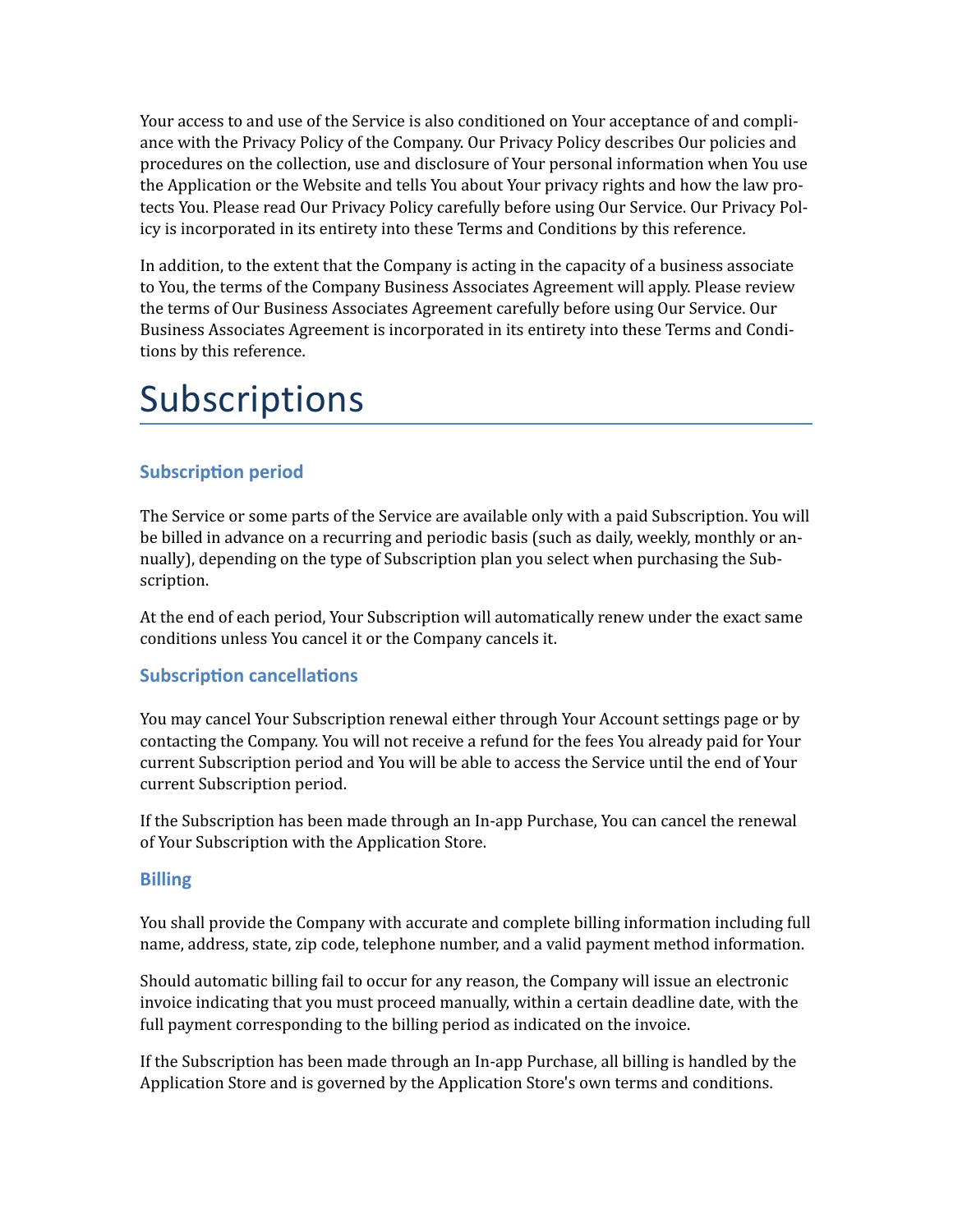Your access to and use of the Service is also conditioned on Your acceptance of and compliance with the Privacy Policy of the Company. Our Privacy Policy describes Our policies and procedures on the collection, use and disclosure of Your personal information when You use the Application or the Website and tells You about Your privacy rights and how the law protects You. Please read Our Privacy Policy carefully before using Our Service. Our Privacy Policy is incorporated in its entirety into these Terms and Conditions by this reference.

In addition, to the extent that the Company is acting in the capacity of a business associate to You, the terms of the Company Business Associates Agreement will apply. Please review the terms of Our Business Associates Agreement carefully before using Our Service. Our Business Associates Agreement is incorporated in its entirety into these Terms and Conditions by this reference.

# Subscriptions

### Subscription period

The Service or some parts of the Service are available only with a paid Subscription. You will be billed in advance on a recurring and periodic basis (such as daily, weekly, monthly or annually), depending on the type of Subscription plan you select when purchasing the Subscription.

At the end of each period, Your Subscription will automatically renew under the exact same conditions unless You cancel it or the Company cancels it.

### Subscription cancellations

You may cancel Your Subscription renewal either through Your Account settings page or by contacting the Company. You will not receive a refund for the fees You already paid for Your current Subscription period and You will be able to access the Service until the end of Your current Subscription period.

If the Subscription has been made through an In-app Purchase, You can cancel the renewal of Your Subscription with the Application Store.

### Billing

You shall provide the Company with accurate and complete billing information including full name, address, state, zip code, telephone number, and a valid payment method information.

Should automatic billing fail to occur for any reason, the Company will issue an electronic invoice indicating that you must proceed manually, within a certain deadline date, with the full payment corresponding to the billing period as indicated on the invoice.

If the Subscription has been made through an In-app Purchase, all billing is handled by the Application Store and is governed by the Application Store's own terms and conditions.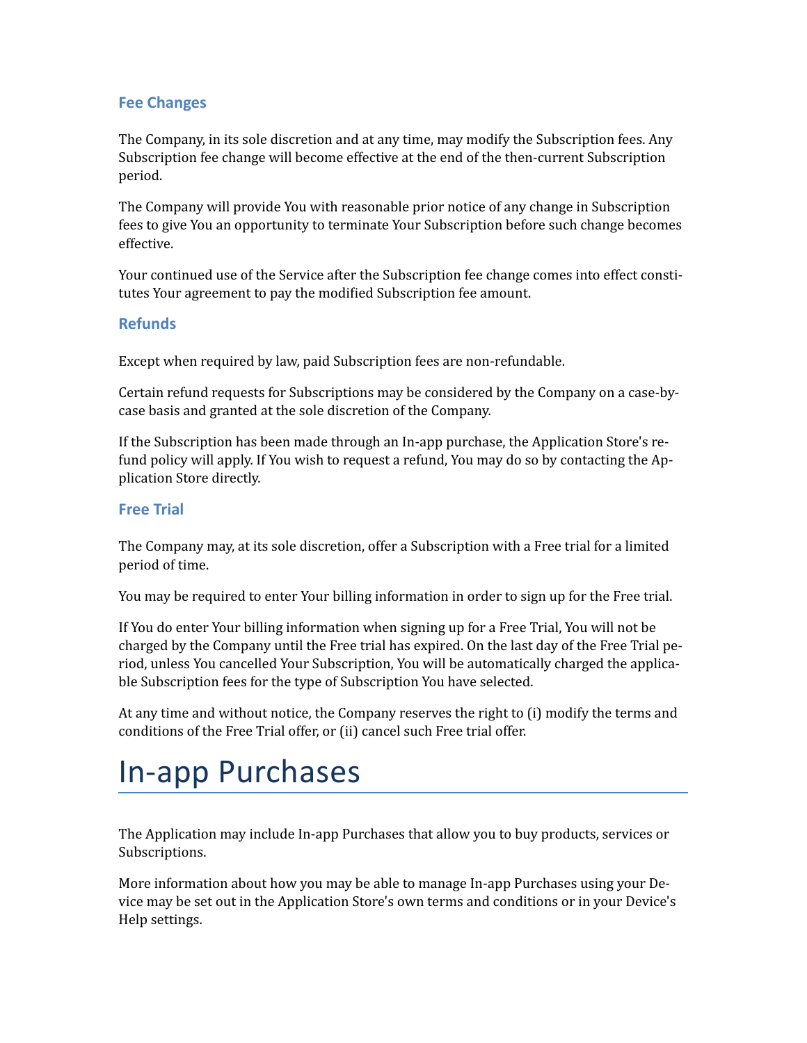### Fee Changes

The Company, in its sole discretion and at any time, may modify the Subscription fees. Any Subscription fee change will become effective at the end of the then-current Subscription period.

The Company will provide You with reasonable prior notice of any change in Subscription fees to give You an opportunity to terminate Your Subscription before such change becomes effective.

Your continued use of the Service after the Subscription fee change comes into effect constitutes Your agreement to pay the modified Subscription fee amount.

### Refunds

Except when required by law, paid Subscription fees are non-refundable.

Certain refund requests for Subscriptions may be considered by the Company on a case-by-case basis and granted at the sole discretion of the Company.

If the Subscription has been made through an In-app purchase, the Application Store's refund policy will apply. If You wish to request a refund, You may do so by contacting the Application Store directly.

### Free Trial

The Company may, at its sole discretion, offer a Subscription with a Free trial for a limited period of time.

You may be required to enter Your billing information in order to sign up for the Free trial.

If You do enter Your billing information when signing up for a Free Trial, You will not be charged by the Company until the Free trial has expired. On the last day of the Free Trial period, unless You cancelled Your Subscription, You will be automatically charged the applicable Subscription fees for the type of Subscription You have selected.

At any time and without notice, the Company reserves the right to (i) modify the terms and conditions of the Free Trial offer, or (ii) cancel such Free trial offer.

# In-app Purchases

The Application may include In-app Purchases that allow you to buy products, services or Subscriptions.

More information about how you may be able to manage In-app Purchases using your Device may be set out in the Application Store's own terms and conditions or in your Device's Help settings.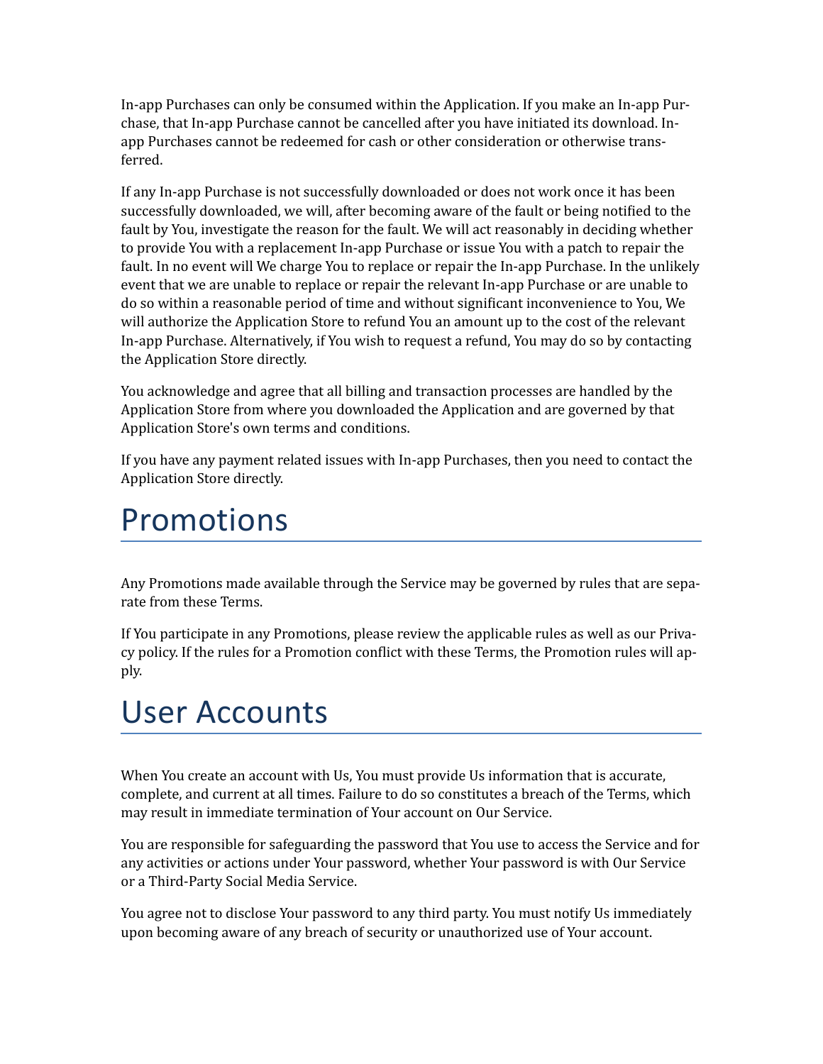In-app Purchases can only be consumed within the Application. If you make an In-app Purchase, that In-app Purchase cannot be cancelled after you have initiated its download. In-app Purchases cannot be redeemed for cash or other consideration or otherwise transferred.

If any In-app Purchase is not successfully downloaded or does not work once it has been successfully downloaded, we will, after becoming aware of the fault or being notified to the fault by You, investigate the reason for the fault. We will act reasonably in deciding whether to provide You with a replacement In-app Purchase or issue You with a patch to repair the fault. In no event will We charge You to replace or repair the In-app Purchase. In the unlikely event that we are unable to replace or repair the relevant In-app Purchase or are unable to do so within a reasonable period of time and without significant inconvenience to You, We will authorize the Application Store to refund You an amount up to the cost of the relevant In-app Purchase. Alternatively, if You wish to request a refund, You may do so by contacting the Application Store directly.

You acknowledge and agree that all billing and transaction processes are handled by the Application Store from where you downloaded the Application and are governed by that Application Store's own terms and conditions.

If you have any payment related issues with In-app Purchases, then you need to contact the Application Store directly.

# Promotions

Any Promotions made available through the Service may be governed by rules that are separate from these Terms.

If You participate in any Promotions, please review the applicable rules as well as our Privacy policy. If the rules for a Promotion conflict with these Terms, the Promotion rules will apply.

# User Accounts

When You create an account with Us, You must provide Us information that is accurate, complete, and current at all times. Failure to do so constitutes a breach of the Terms, which may result in immediate termination of Your account on Our Service.

You are responsible for safeguarding the password that You use to access the Service and for any activities or actions under Your password, whether Your password is with Our Service or a Third-Party Social Media Service.

You agree not to disclose Your password to any third party. You must notify Us immediately upon becoming aware of any breach of security or unauthorized use of Your account.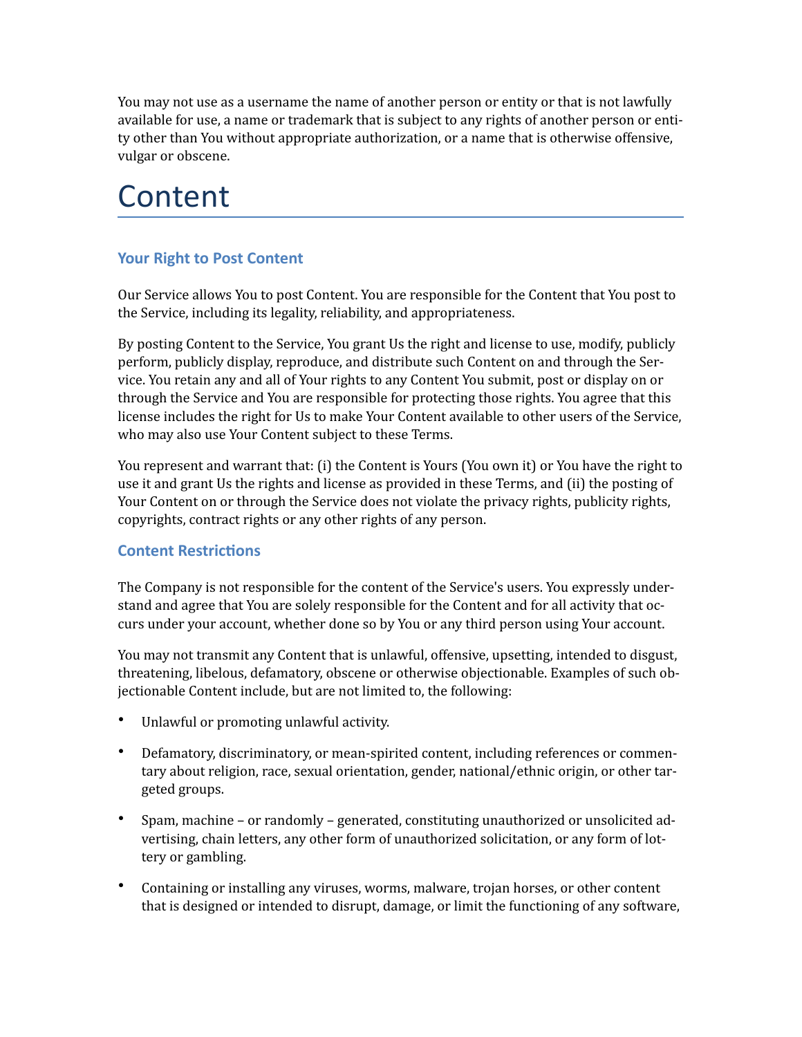You may not use as a username the name of another person or entity or that is not lawfully available for use, a name or trademark that is subject to any rights of another person or entity other than You without appropriate authorization, or a name that is otherwise offensive, vulgar or obscene.

# Content

### Your Right to Post Content

Our Service allows You to post Content. You are responsible for the Content that You post to the Service, including its legality, reliability, and appropriateness.

By posting Content to the Service, You grant Us the right and license to use, modify, publicly perform, publicly display, reproduce, and distribute such Content on and through the Service. You retain any and all of Your rights to any Content You submit, post or display on or through the Service and You are responsible for protecting those rights. You agree that this license includes the right for Us to make Your Content available to other users of the Service, who may also use Your Content subject to these Terms.

You represent and warrant that: (i) the Content is Yours (You own it) or You have the right to use it and grant Us the rights and license as provided in these Terms, and (ii) the posting of Your Content on or through the Service does not violate the privacy rights, publicity rights, copyrights, contract rights or any other rights of any person.

### Content Restrictions

The Company is not responsible for the content of the Service's users. You expressly understand and agree that You are solely responsible for the Content and for all activity that occurs under your account, whether done so by You or any third person using Your account.

You may not transmit any Content that is unlawful, offensive, upsetting, intended to disgust, threatening, libelous, defamatory, obscene or otherwise objectionable. Examples of such objectionable Content include, but are not limited to, the following:

- Unlawful or promoting unlawful activity.
- Defamatory, discriminatory, or mean-spirited content, including references or commentary about religion, race, sexual orientation, gender, national/ethnic origin, or other targeted groups.
- Spam, machine – or randomly – generated, constituting unauthorized or unsolicited advertising, chain letters, any other form of unauthorized solicitation, or any form of lottery or gambling.
- Containing or installing any viruses, worms, malware, trojan horses, or other content that is designed or intended to disrupt, damage, or limit the functioning of any software,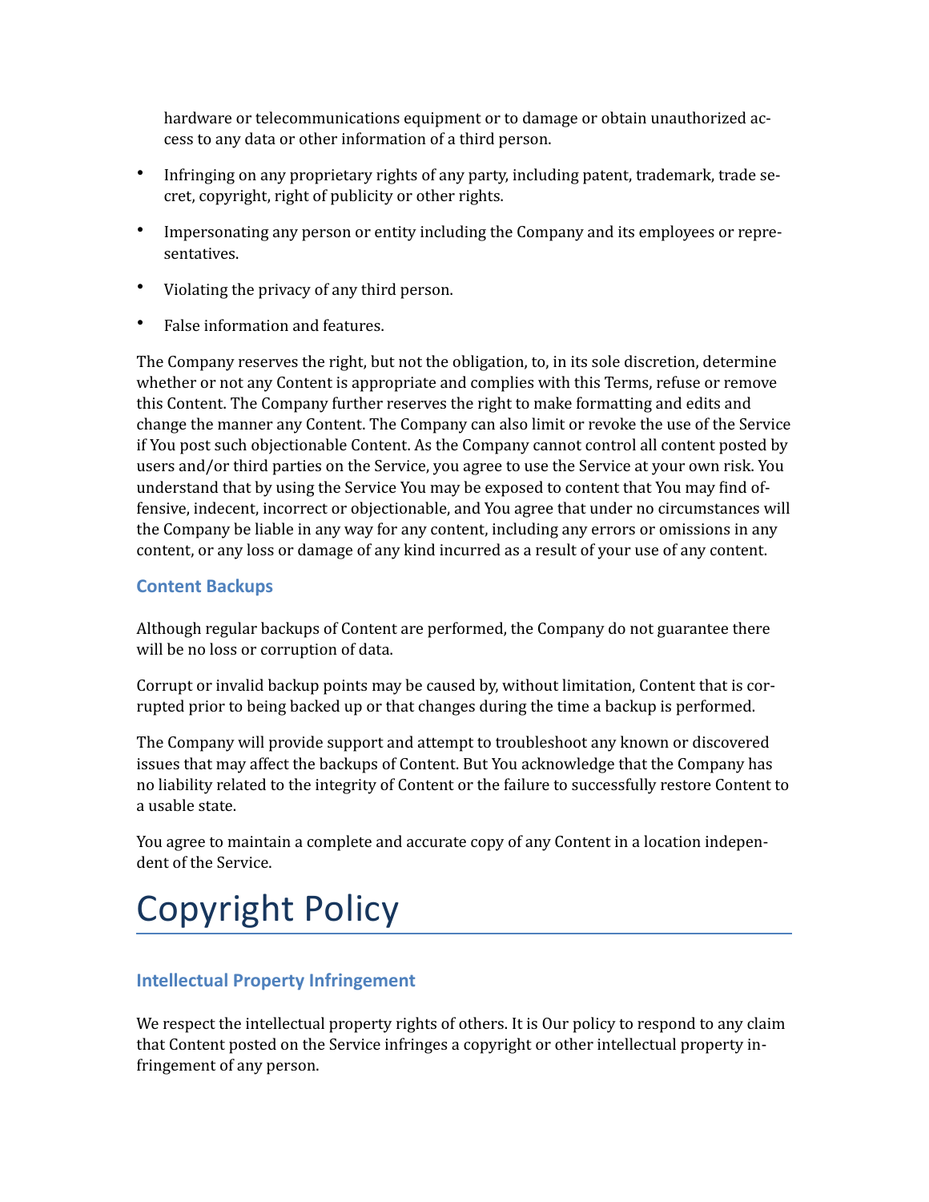hardware or telecommunications equipment or to damage or obtain unauthorized access to any data or other information of a third person.

- Infringing on any proprietary rights of any party, including patent, trademark, trade secret, copyright, right of publicity or other rights.
- Impersonating any person or entity including the Company and its employees or representatives.
- Violating the privacy of any third person.
- False information and features.

The Company reserves the right, but not the obligation, to, in its sole discretion, determine whether or not any Content is appropriate and complies with this Terms, refuse or remove this Content. The Company further reserves the right to make formatting and edits and change the manner any Content. The Company can also limit or revoke the use of the Service if You post such objectionable Content. As the Company cannot control all content posted by users and/or third parties on the Service, you agree to use the Service at your own risk. You understand that by using the Service You may be exposed to content that You may find offensive, indecent, incorrect or objectionable, and You agree that under no circumstances will the Company be liable in any way for any content, including any errors or omissions in any content, or any loss or damage of any kind incurred as a result of your use of any content.

### Content Backups

Although regular backups of Content are performed, the Company do not guarantee there will be no loss or corruption of data.

Corrupt or invalid backup points may be caused by, without limitation, Content that is corrupted prior to being backed up or that changes during the time a backup is performed.

The Company will provide support and attempt to troubleshoot any known or discovered issues that may affect the backups of Content. But You acknowledge that the Company has no liability related to the integrity of Content or the failure to successfully restore Content to a usable state.

You agree to maintain a complete and accurate copy of any Content in a location independent of the Service.

# Copyright Policy

### Intellectual Property Infringement

We respect the intellectual property rights of others. It is Our policy to respond to any claim that Content posted on the Service infringes a copyright or other intellectual property infringement of any person.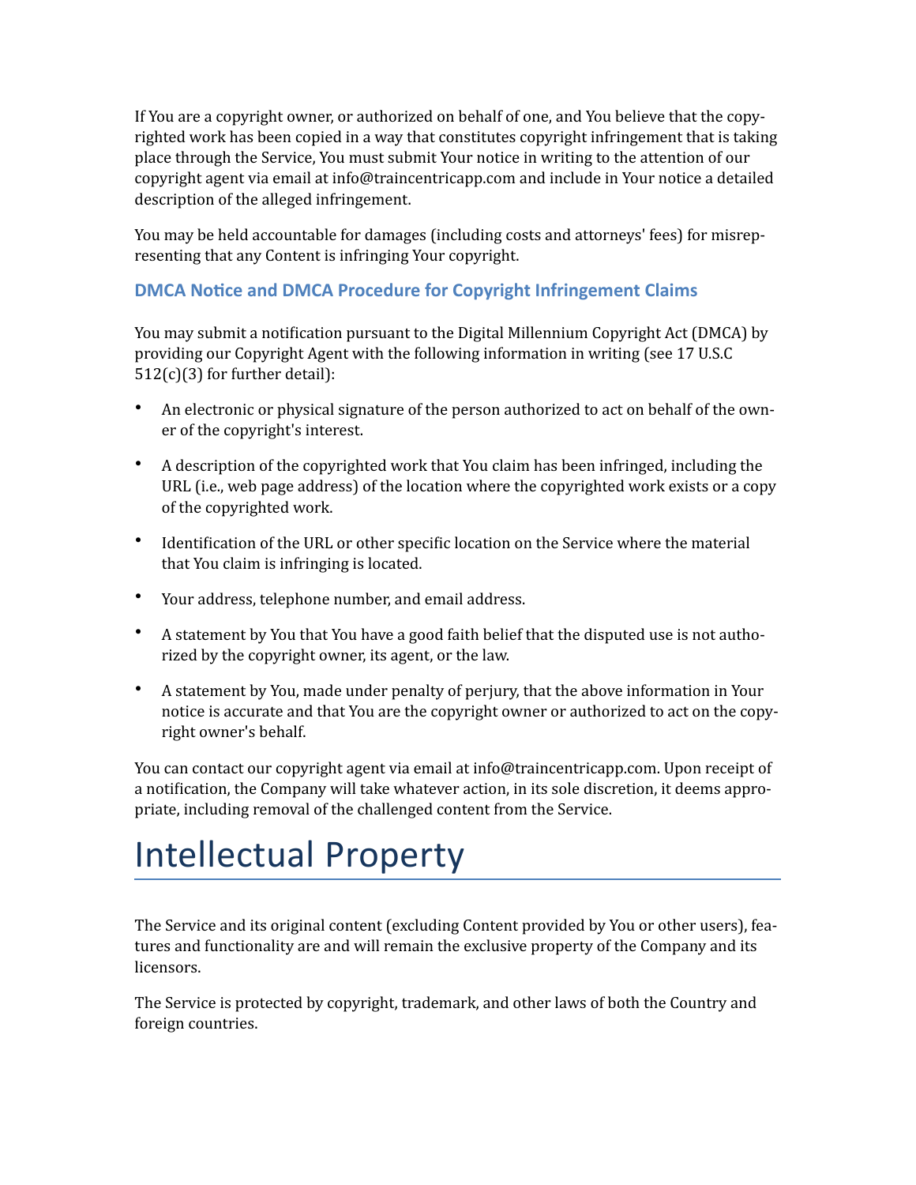If You are a copyright owner, or authorized on behalf of one, and You believe that the copyrighted work has been copied in a way that constitutes copyright infringement that is taking place through the Service, You must submit Your notice in writing to the attention of our copyright agent via email at info@traincentricapp.com and include in Your notice a detailed description of the alleged infringement.

You may be held accountable for damages (including costs and attorneys' fees) for misrepresenting that any Content is infringing Your copyright.

### DMCA Notice and DMCA Procedure for Copyright Infringement Claims

You may submit a notification pursuant to the Digital Millennium Copyright Act (DMCA) by providing our Copyright Agent with the following information in writing (see 17 U.S.C 512(c)(3) for further detail):

- An electronic or physical signature of the person authorized to act on behalf of the owner of the copyright's interest.
- A description of the copyrighted work that You claim has been infringed, including the URL (i.e., web page address) of the location where the copyrighted work exists or a copy of the copyrighted work.
- Identification of the URL or other specific location on the Service where the material that You claim is infringing is located.
- Your address, telephone number, and email address.
- A statement by You that You have a good faith belief that the disputed use is not authorized by the copyright owner, its agent, or the law.
- A statement by You, made under penalty of perjury, that the above information in Your notice is accurate and that You are the copyright owner or authorized to act on the copyright owner's behalf.

You can contact our copyright agent via email at info@traincentricapp.com. Upon receipt of a notification, the Company will take whatever action, in its sole discretion, it deems appropriate, including removal of the challenged content from the Service.

# Intellectual Property

The Service and its original content (excluding Content provided by You or other users), features and functionality are and will remain the exclusive property of the Company and its licensors.

The Service is protected by copyright, trademark, and other laws of both the Country and foreign countries.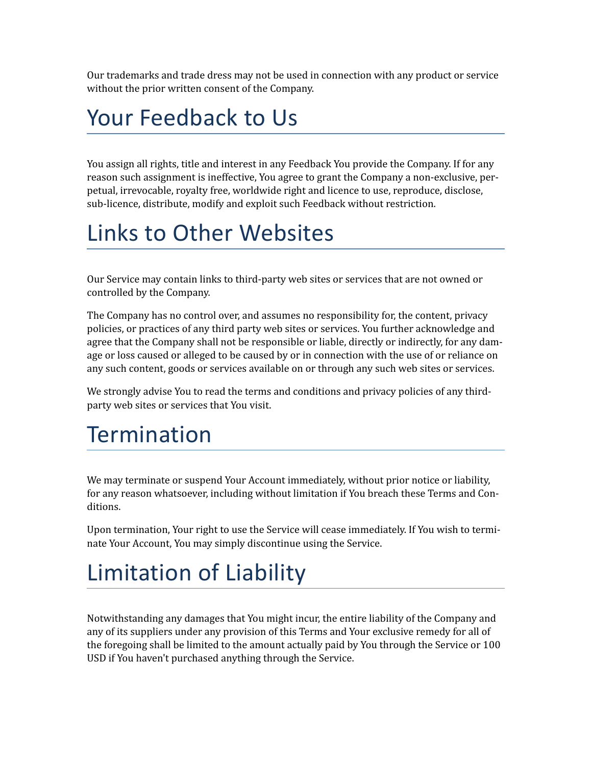Our trademarks and trade dress may not be used in connection with any product or service without the prior written consent of the Company.

# Your Feedback to Us

You assign all rights, title and interest in any Feedback You provide the Company. If for any reason such assignment is ineffective, You agree to grant the Company a non-exclusive, perpetual, irrevocable, royalty free, worldwide right and licence to use, reproduce, disclose, sub-licence, distribute, modify and exploit such Feedback without restriction.

# Links to Other Websites

Our Service may contain links to third-party web sites or services that are not owned or controlled by the Company.

The Company has no control over, and assumes no responsibility for, the content, privacy policies, or practices of any third party web sites or services. You further acknowledge and agree that the Company shall not be responsible or liable, directly or indirectly, for any damage or loss caused or alleged to be caused by or in connection with the use of or reliance on any such content, goods or services available on or through any such web sites or services.

We strongly advise You to read the terms and conditions and privacy policies of any third-party web sites or services that You visit.

# Termination

We may terminate or suspend Your Account immediately, without prior notice or liability, for any reason whatsoever, including without limitation if You breach these Terms and Conditions.

Upon termination, Your right to use the Service will cease immediately. If You wish to terminate Your Account, You may simply discontinue using the Service.

# Limitation of Liability

Notwithstanding any damages that You might incur, the entire liability of the Company and any of its suppliers under any provision of this Terms and Your exclusive remedy for all of the foregoing shall be limited to the amount actually paid by You through the Service or 100 USD if You haven't purchased anything through the Service.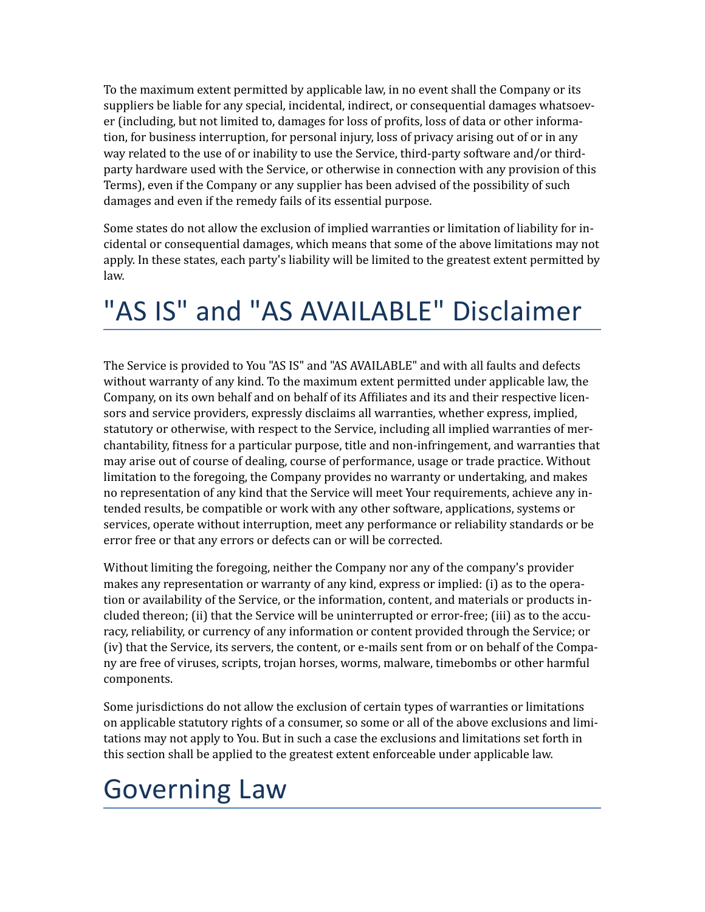To the maximum extent permitted by applicable law, in no event shall the Company or its suppliers be liable for any special, incidental, indirect, or consequential damages whatsoever (including, but not limited to, damages for loss of profits, loss of data or other information, for business interruption, for personal injury, loss of privacy arising out of or in any way related to the use of or inability to use the Service, third-party software and/or third-party hardware used with the Service, or otherwise in connection with any provision of this Terms), even if the Company or any supplier has been advised of the possibility of such damages and even if the remedy fails of its essential purpose.

Some states do not allow the exclusion of implied warranties or limitation of liability for incidental or consequential damages, which means that some of the above limitations may not apply. In these states, each party's liability will be limited to the greatest extent permitted by law.

# "AS IS" and "AS AVAILABLE" Disclaimer

The Service is provided to You "AS IS" and "AS AVAILABLE" and with all faults and defects without warranty of any kind. To the maximum extent permitted under applicable law, the Company, on its own behalf and on behalf of its Affiliates and its and their respective licensors and service providers, expressly disclaims all warranties, whether express, implied, statutory or otherwise, with respect to the Service, including all implied warranties of merchantability, fitness for a particular purpose, title and non-infringement, and warranties that may arise out of course of dealing, course of performance, usage or trade practice. Without limitation to the foregoing, the Company provides no warranty or undertaking, and makes no representation of any kind that the Service will meet Your requirements, achieve any intended results, be compatible or work with any other software, applications, systems or services, operate without interruption, meet any performance or reliability standards or be error free or that any errors or defects can or will be corrected.

Without limiting the foregoing, neither the Company nor any of the company's provider makes any representation or warranty of any kind, express or implied: (i) as to the operation or availability of the Service, or the information, content, and materials or products included thereon; (ii) that the Service will be uninterrupted or error-free; (iii) as to the accuracy, reliability, or currency of any information or content provided through the Service; or (iv) that the Service, its servers, the content, or e-mails sent from or on behalf of the Company are free of viruses, scripts, trojan horses, worms, malware, timebombs or other harmful components.

Some jurisdictions do not allow the exclusion of certain types of warranties or limitations on applicable statutory rights of a consumer, so some or all of the above exclusions and limitations may not apply to You. But in such a case the exclusions and limitations set forth in this section shall be applied to the greatest extent enforceable under applicable law.

# Governing Law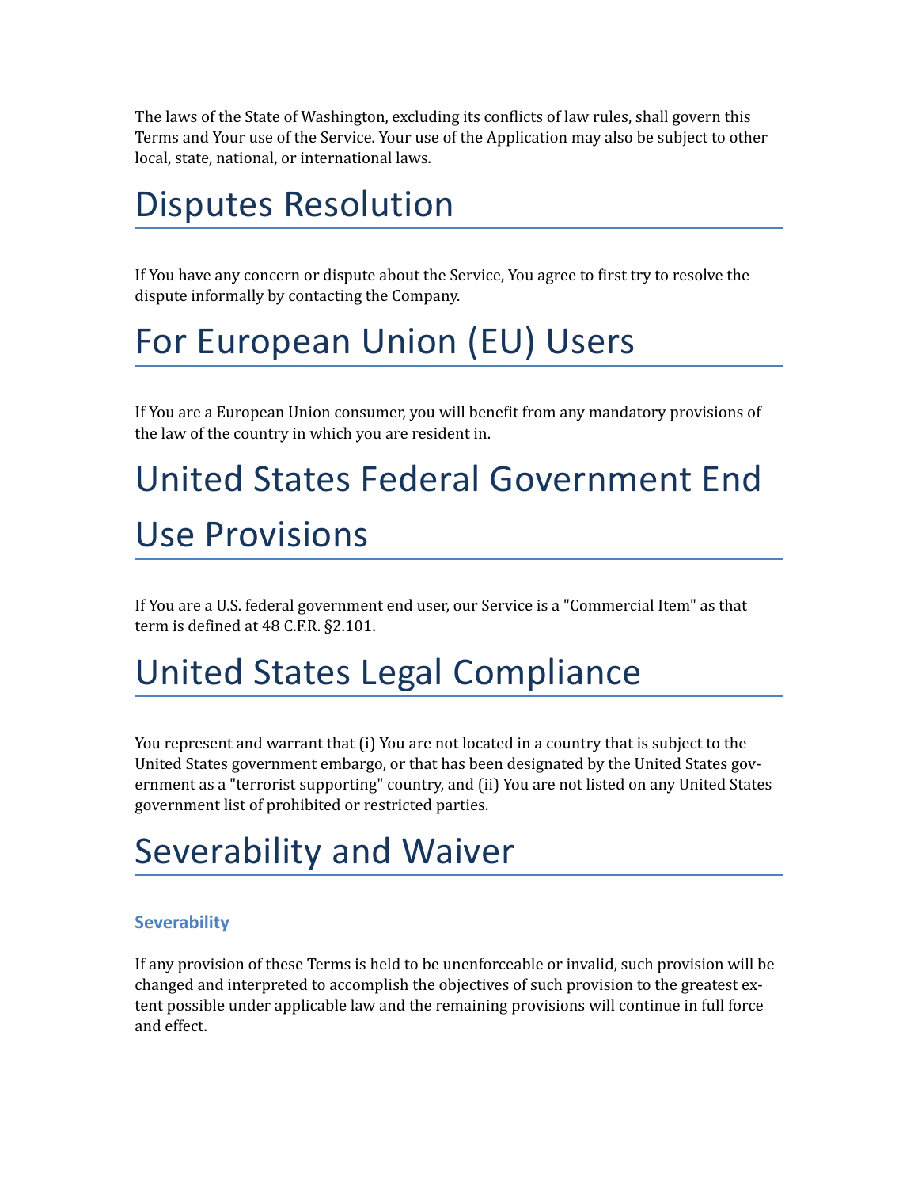The laws of the State of Washington, excluding its conflicts of law rules, shall govern this Terms and Your use of the Service. Your use of the Application may also be subject to other local, state, national, or international laws.

# Disputes Resolution

If You have any concern or dispute about the Service, You agree to first try to resolve the dispute informally by contacting the Company.

# For European Union (EU) Users

If You are a European Union consumer, you will benefit from any mandatory provisions of the law of the country in which you are resident in.

# United States Federal Government End Use Provisions

If You are a U.S. federal government end user, our Service is a "Commercial Item" as that term is defined at 48 C.F.R. §2.101.

# United States Legal Compliance

You represent and warrant that (i) You are not located in a country that is subject to the United States government embargo, or that has been designated by the United States government as a "terrorist supporting" country, and (ii) You are not listed on any United States government list of prohibited or restricted parties.

# Severability and Waiver

### Severability

If any provision of these Terms is held to be unenforceable or invalid, such provision will be changed and interpreted to accomplish the objectives of such provision to the greatest extent possible under applicable law and the remaining provisions will continue in full force and effect.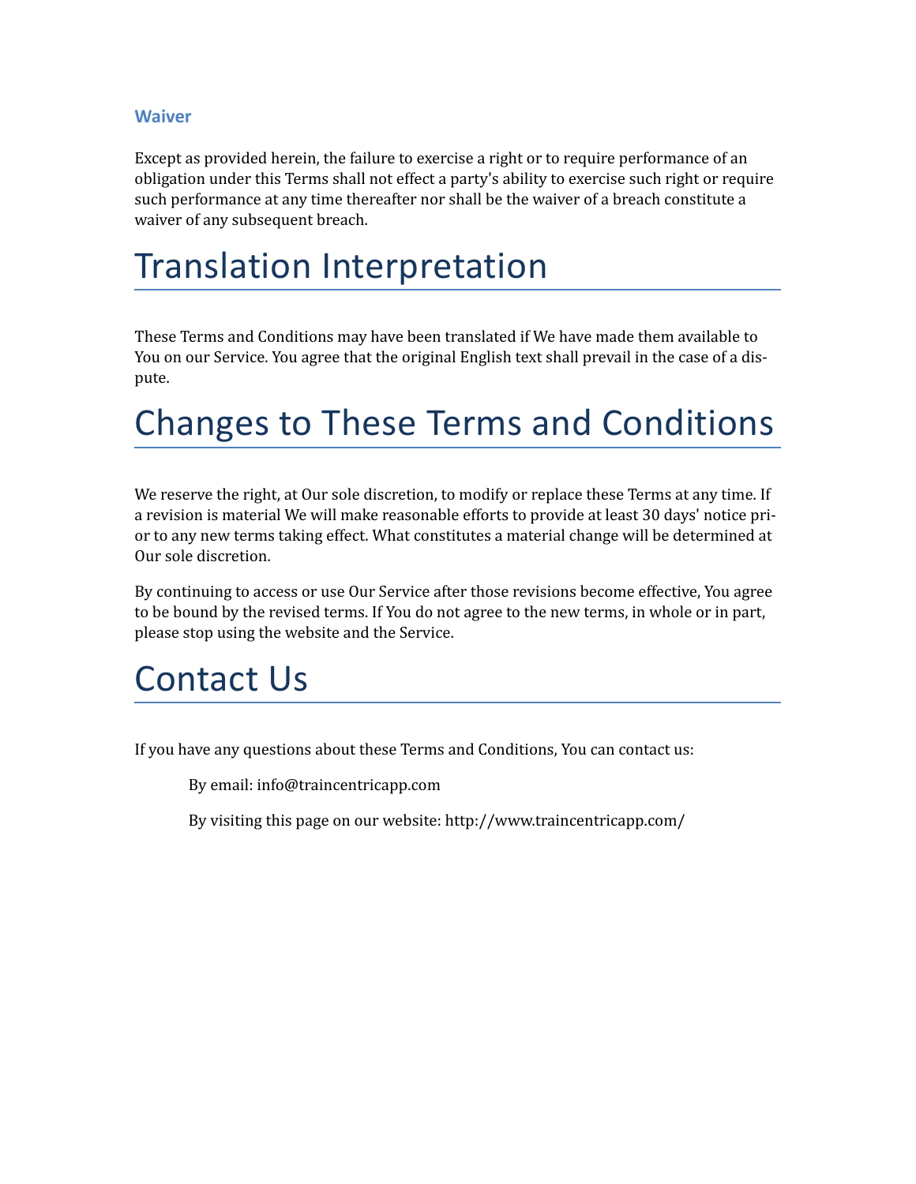### Waiver

Except as provided herein, the failure to exercise a right or to require performance of an obligation under this Terms shall not effect a party's ability to exercise such right or require such performance at any time thereafter nor shall be the waiver of a breach constitute a waiver of any subsequent breach.

# Translation Interpretation

These Terms and Conditions may have been translated if We have made them available to You on our Service. You agree that the original English text shall prevail in the case of a dispute.

# Changes to These Terms and Conditions

We reserve the right, at Our sole discretion, to modify or replace these Terms at any time. If a revision is material We will make reasonable efforts to provide at least 30 days' notice prior to any new terms taking effect. What constitutes a material change will be determined at Our sole discretion.

By continuing to access or use Our Service after those revisions become effective, You agree to be bound by the revised terms. If You do not agree to the new terms, in whole or in part, please stop using the website and the Service.

# Contact Us

If you have any questions about these Terms and Conditions, You can contact us:

By email: info@traincentricapp.com

By visiting this page on our website: http://www.traincentricapp.com/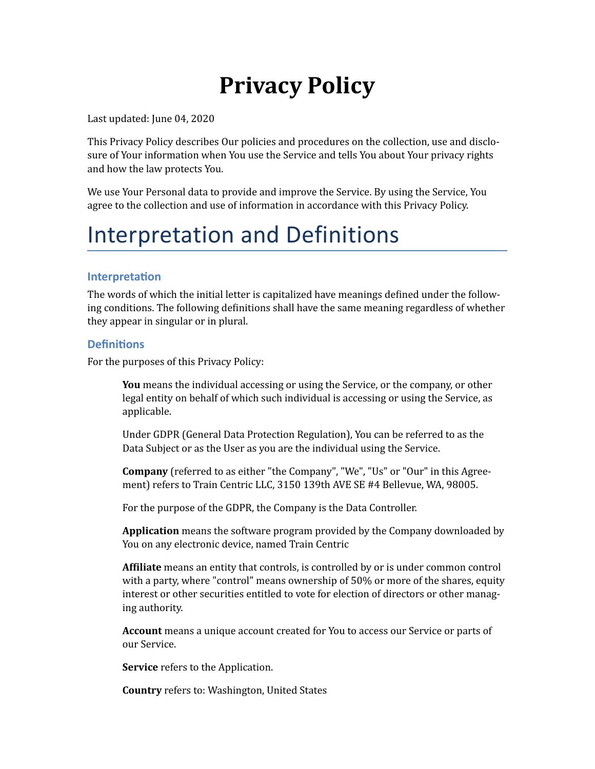# Privacy Policy

Last updated: June 04, 2020

This Privacy Policy describes Our policies and procedures on the collection, use and disclosure of Your information when You use the Service and tells You about Your privacy rights and how the law protects You.

We use Your Personal data to provide and improve the Service. By using the Service, You agree to the collection and use of information in accordance with this Privacy Policy.

## Interpretation and Definitions

### Interpretation

The words of which the initial letter is capitalized have meanings defined under the following conditions. The following definitions shall have the same meaning regardless of whether they appear in singular or in plural.

### Definitions

For the purposes of this Privacy Policy:

> **You** means the individual accessing or using the Service, or the company, or other legal entity on behalf of which such individual is accessing or using the Service, as applicable.
>
> Under GDPR (General Data Protection Regulation), You can be referred to as the Data Subject or as the User as you are the individual using the Service.
>
> **Company** (referred to as either "the Company", "We", "Us" or "Our" in this Agreement) refers to Train Centric LLC, 3150 139th AVE SE #4 Bellevue, WA, 98005.
>
> For the purpose of the GDPR, the Company is the Data Controller.
>
> **Application** means the software program provided by the Company downloaded by You on any electronic device, named Train Centric
>
> **Affiliate** means an entity that controls, is controlled by or is under common control with a party, where "control" means ownership of 50% or more of the shares, equity interest or other securities entitled to vote for election of directors or other managing authority.
>
> **Account** means a unique account created for You to access our Service or parts of our Service.
>
> **Service** refers to the Application.
>
> **Country** refers to: Washington, United States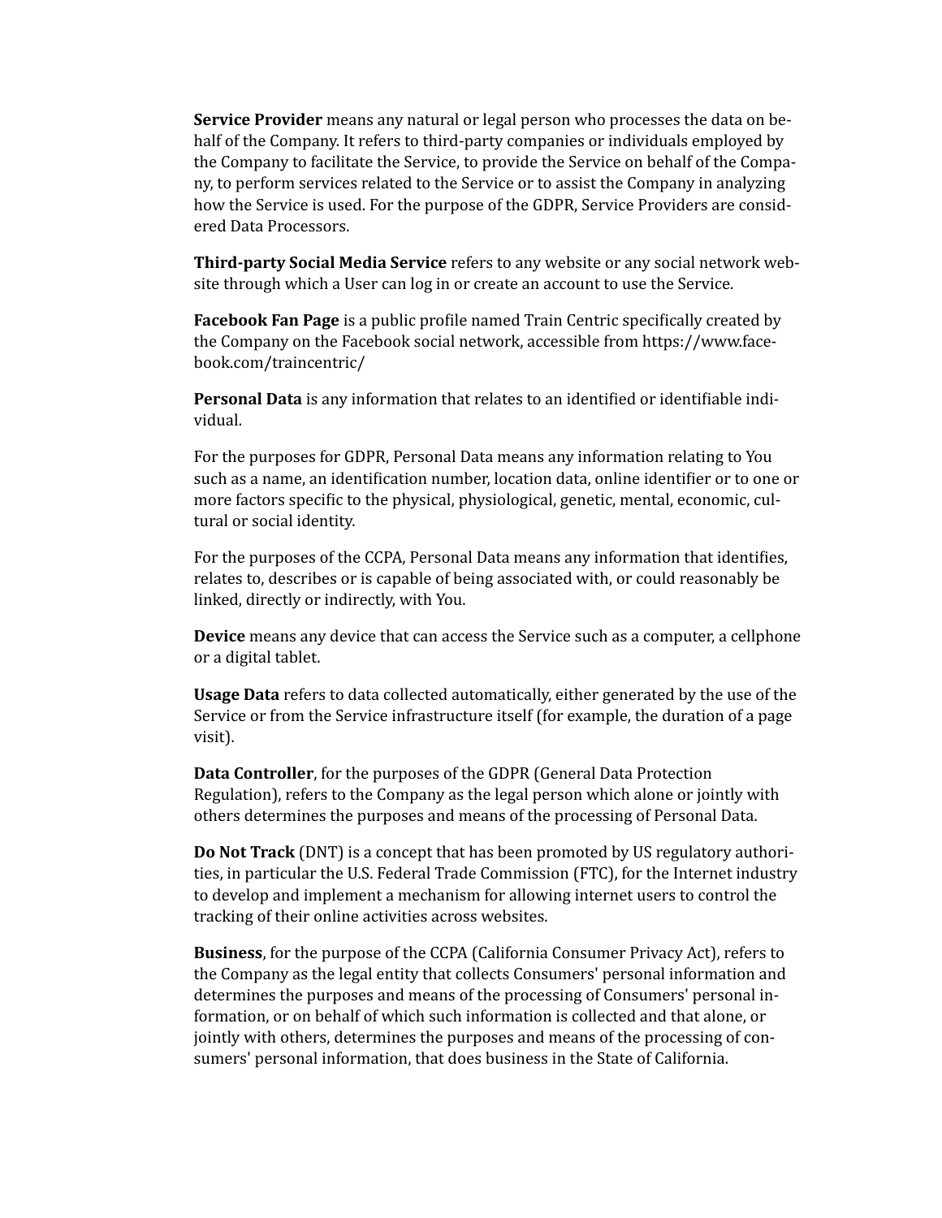**Service Provider** means any natural or legal person who processes the data on behalf of the Company. It refers to third-party companies or individuals employed by the Company to facilitate the Service, to provide the Service on behalf of the Company, to perform services related to the Service or to assist the Company in analyzing how the Service is used. For the purpose of the GDPR, Service Providers are considered Data Processors.

**Third-party Social Media Service** refers to any website or any social network website through which a User can log in or create an account to use the Service.

**Facebook Fan Page** is a public profile named Train Centric specifically created by the Company on the Facebook social network, accessible from https://www.facebook.com/traincentric/

**Personal Data** is any information that relates to an identified or identifiable individual.

For the purposes for GDPR, Personal Data means any information relating to You such as a name, an identification number, location data, online identifier or to one or more factors specific to the physical, physiological, genetic, mental, economic, cultural or social identity.

For the purposes of the CCPA, Personal Data means any information that identifies, relates to, describes or is capable of being associated with, or could reasonably be linked, directly or indirectly, with You.

**Device** means any device that can access the Service such as a computer, a cellphone or a digital tablet.

**Usage Data** refers to data collected automatically, either generated by the use of the Service or from the Service infrastructure itself (for example, the duration of a page visit).

**Data Controller**, for the purposes of the GDPR (General Data Protection Regulation), refers to the Company as the legal person which alone or jointly with others determines the purposes and means of the processing of Personal Data.

**Do Not Track** (DNT) is a concept that has been promoted by US regulatory authorities, in particular the U.S. Federal Trade Commission (FTC), for the Internet industry to develop and implement a mechanism for allowing internet users to control the tracking of their online activities across websites.

**Business**, for the purpose of the CCPA (California Consumer Privacy Act), refers to the Company as the legal entity that collects Consumers' personal information and determines the purposes and means of the processing of Consumers' personal information, or on behalf of which such information is collected and that alone, or jointly with others, determines the purposes and means of the processing of consumers' personal information, that does business in the State of California.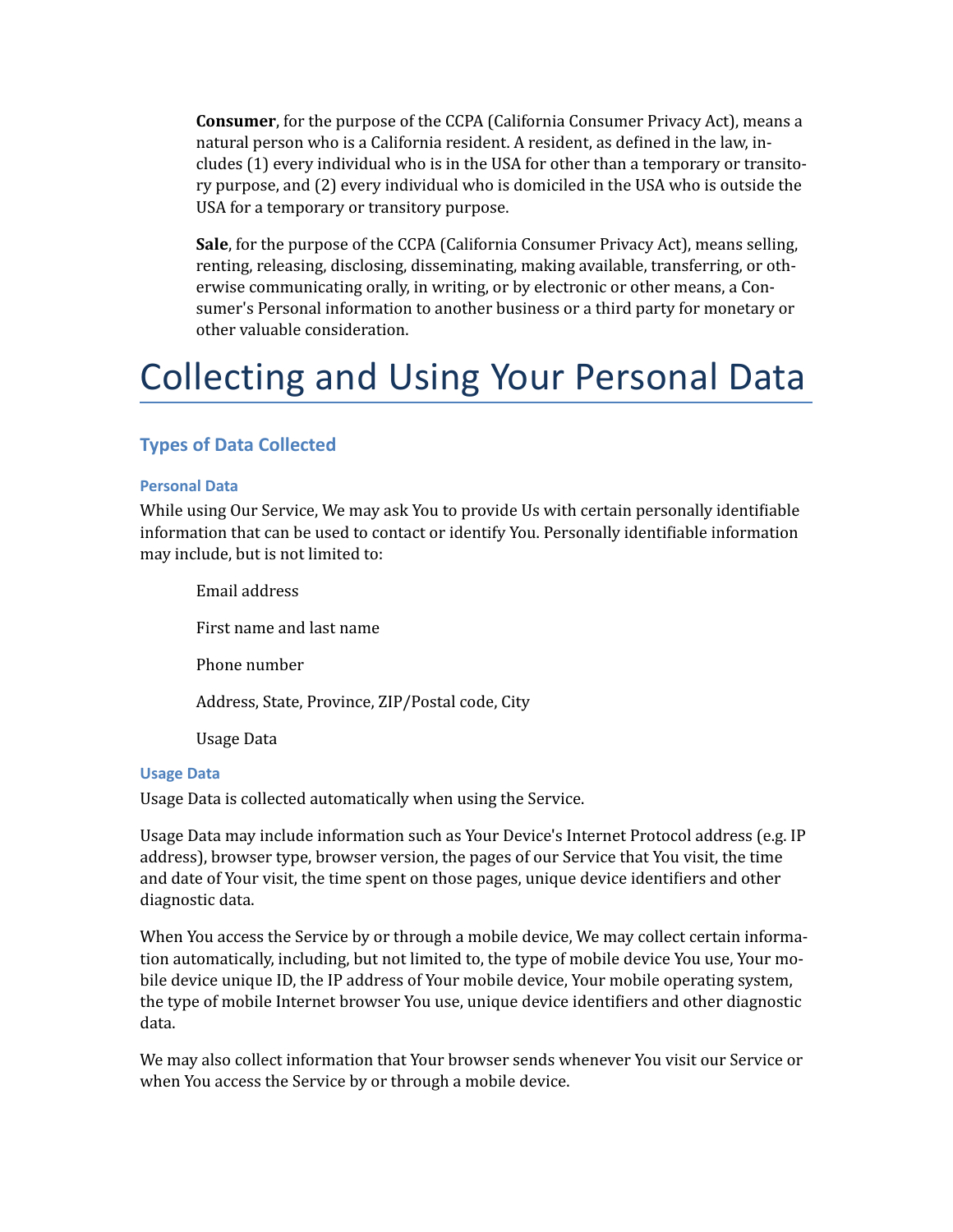**Consumer**, for the purpose of the CCPA (California Consumer Privacy Act), means a natural person who is a California resident. A resident, as defined in the law, includes (1) every individual who is in the USA for other than a temporary or transitory purpose, and (2) every individual who is domiciled in the USA who is outside the USA for a temporary or transitory purpose.

**Sale**, for the purpose of the CCPA (California Consumer Privacy Act), means selling, renting, releasing, disclosing, disseminating, making available, transferring, or otherwise communicating orally, in writing, or by electronic or other means, a Consumer's Personal information to another business or a third party for monetary or other valuable consideration.

# Collecting and Using Your Personal Data

## Types of Data Collected

### Personal Data

While using Our Service, We may ask You to provide Us with certain personally identifiable information that can be used to contact or identify You. Personally identifiable information may include, but is not limited to:

Email address

First name and last name

Phone number

Address, State, Province, ZIP/Postal code, City

Usage Data

### Usage Data

Usage Data is collected automatically when using the Service.

Usage Data may include information such as Your Device's Internet Protocol address (e.g. IP address), browser type, browser version, the pages of our Service that You visit, the time and date of Your visit, the time spent on those pages, unique device identifiers and other diagnostic data.

When You access the Service by or through a mobile device, We may collect certain information automatically, including, but not limited to, the type of mobile device You use, Your mobile device unique ID, the IP address of Your mobile device, Your mobile operating system, the type of mobile Internet browser You use, unique device identifiers and other diagnostic data.

We may also collect information that Your browser sends whenever You visit our Service or when You access the Service by or through a mobile device.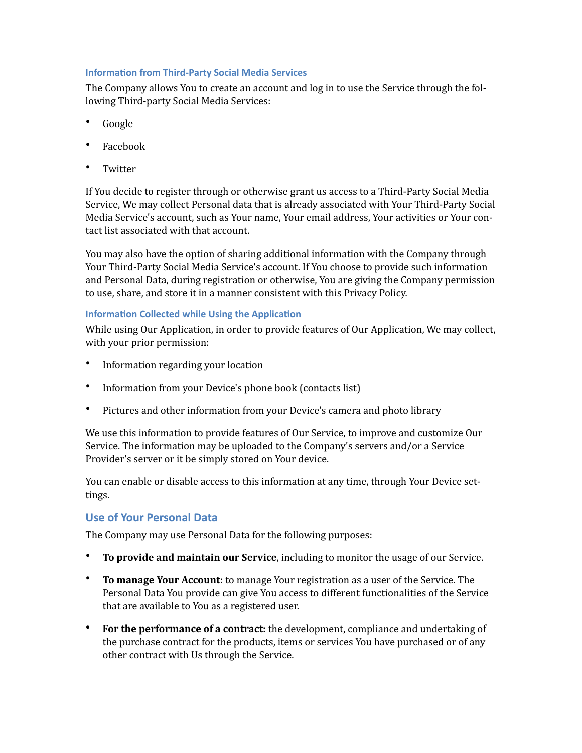#### Information from Third-Party Social Media Services

The Company allows You to create an account and log in to use the Service through the following Third-party Social Media Services:

- Google
- Facebook
- Twitter

If You decide to register through or otherwise grant us access to a Third-Party Social Media Service, We may collect Personal data that is already associated with Your Third-Party Social Media Service's account, such as Your name, Your email address, Your activities or Your contact list associated with that account.

You may also have the option of sharing additional information with the Company through Your Third-Party Social Media Service's account. If You choose to provide such information and Personal Data, during registration or otherwise, You are giving the Company permission to use, share, and store it in a manner consistent with this Privacy Policy.

#### Information Collected while Using the Application

While using Our Application, in order to provide features of Our Application, We may collect, with your prior permission:

- Information regarding your location
- Information from your Device's phone book (contacts list)
- Pictures and other information from your Device's camera and photo library

We use this information to provide features of Our Service, to improve and customize Our Service. The information may be uploaded to the Company's servers and/or a Service Provider's server or it be simply stored on Your device.

You can enable or disable access to this information at any time, through Your Device settings.

### Use of Your Personal Data

The Company may use Personal Data for the following purposes:

- **To provide and maintain our Service**, including to monitor the usage of our Service.
- **To manage Your Account:** to manage Your registration as a user of the Service. The Personal Data You provide can give You access to different functionalities of the Service that are available to You as a registered user.
- **For the performance of a contract:** the development, compliance and undertaking of the purchase contract for the products, items or services You have purchased or of any other contract with Us through the Service.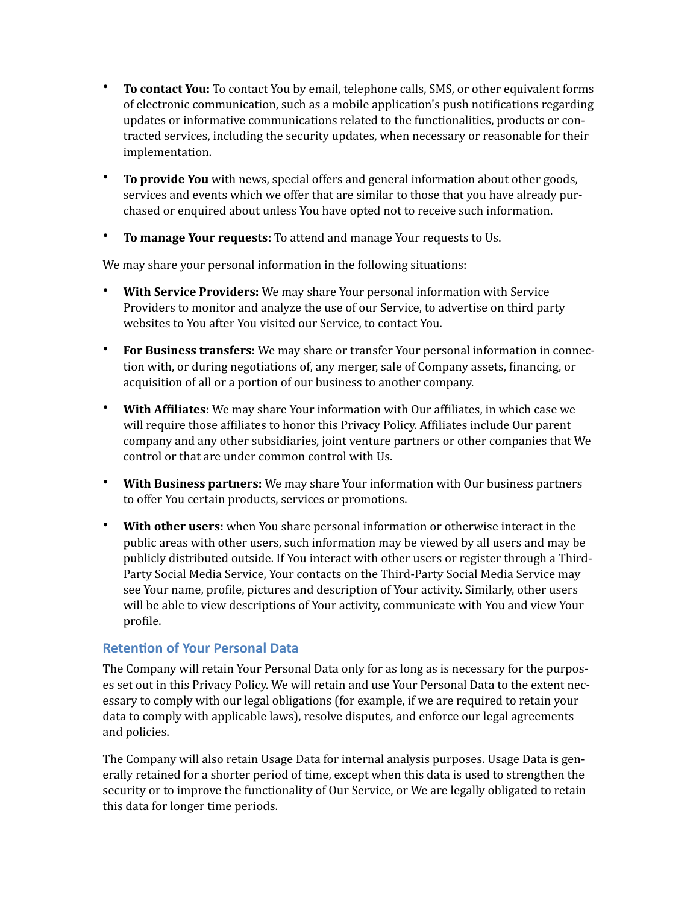- **To contact You:** To contact You by email, telephone calls, SMS, or other equivalent forms of electronic communication, such as a mobile application's push notifications regarding updates or informative communications related to the functionalities, products or contracted services, including the security updates, when necessary or reasonable for their implementation.

- **To provide You** with news, special offers and general information about other goods, services and events which we offer that are similar to those that you have already purchased or enquired about unless You have opted not to receive such information.

- **To manage Your requests:** To attend and manage Your requests to Us.

We may share your personal information in the following situations:

- **With Service Providers:** We may share Your personal information with Service Providers to monitor and analyze the use of our Service, to advertise on third party websites to You after You visited our Service, to contact You.

- **For Business transfers:** We may share or transfer Your personal information in connection with, or during negotiations of, any merger, sale of Company assets, financing, or acquisition of all or a portion of our business to another company.

- **With Affiliates:** We may share Your information with Our affiliates, in which case we will require those affiliates to honor this Privacy Policy. Affiliates include Our parent company and any other subsidiaries, joint venture partners or other companies that We control or that are under common control with Us.

- **With Business partners:** We may share Your information with Our business partners to offer You certain products, services or promotions.

- **With other users:** when You share personal information or otherwise interact in the public areas with other users, such information may be viewed by all users and may be publicly distributed outside. If You interact with other users or register through a Third-Party Social Media Service, Your contacts on the Third-Party Social Media Service may see Your name, profile, pictures and description of Your activity. Similarly, other users will be able to view descriptions of Your activity, communicate with You and view Your profile.

### Retention of Your Personal Data

The Company will retain Your Personal Data only for as long as is necessary for the purposes set out in this Privacy Policy. We will retain and use Your Personal Data to the extent necessary to comply with our legal obligations (for example, if we are required to retain your data to comply with applicable laws), resolve disputes, and enforce our legal agreements and policies.

The Company will also retain Usage Data for internal analysis purposes. Usage Data is generally retained for a shorter period of time, except when this data is used to strengthen the security or to improve the functionality of Our Service, or We are legally obligated to retain this data for longer time periods.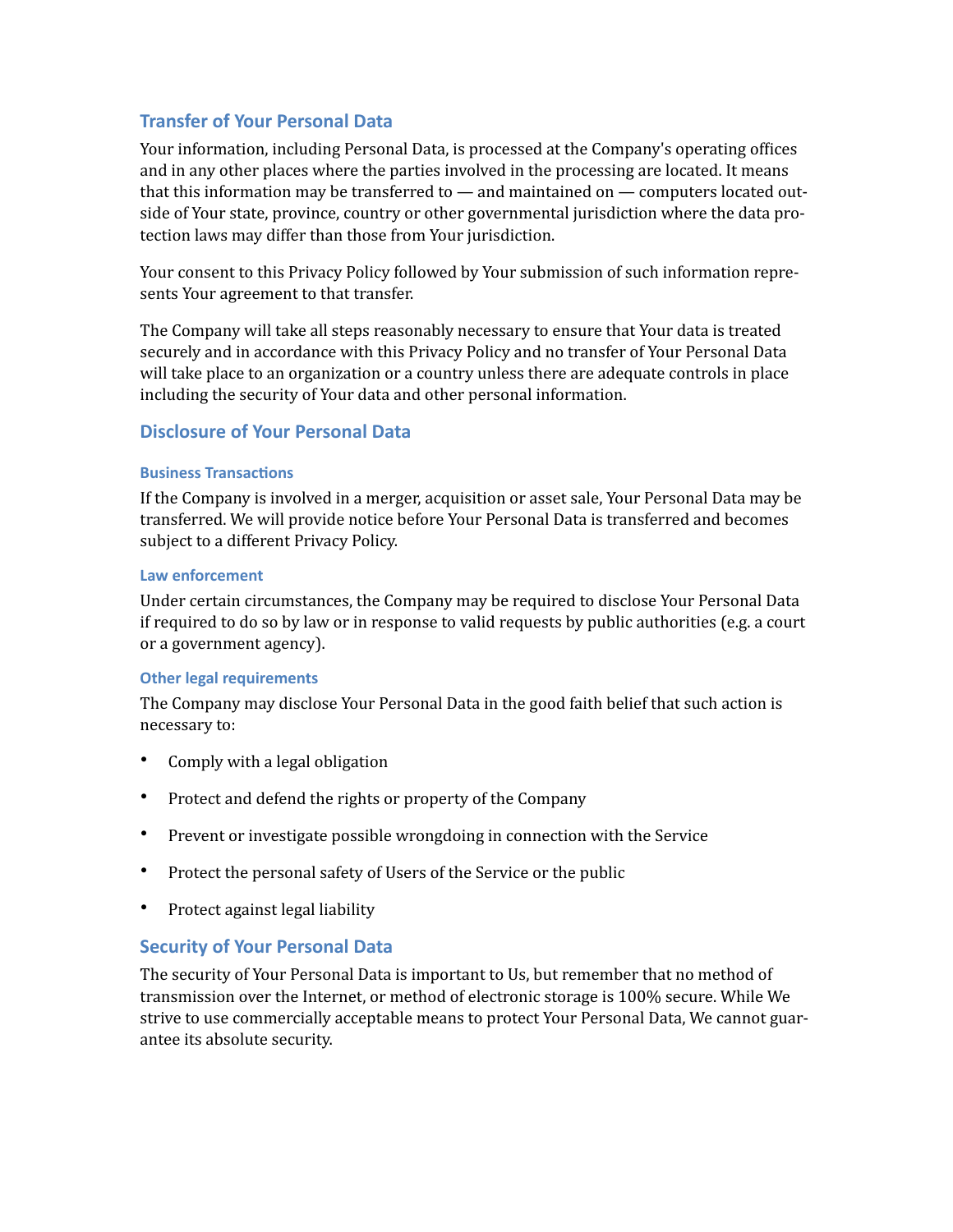## Transfer of Your Personal Data

Your information, including Personal Data, is processed at the Company's operating offices and in any other places where the parties involved in the processing are located. It means that this information may be transferred to — and maintained on — computers located outside of Your state, province, country or other governmental jurisdiction where the data protection laws may differ than those from Your jurisdiction.

Your consent to this Privacy Policy followed by Your submission of such information represents Your agreement to that transfer.

The Company will take all steps reasonably necessary to ensure that Your data is treated securely and in accordance with this Privacy Policy and no transfer of Your Personal Data will take place to an organization or a country unless there are adequate controls in place including the security of Your data and other personal information.

## Disclosure of Your Personal Data

### Business Transactions

If the Company is involved in a merger, acquisition or asset sale, Your Personal Data may be transferred. We will provide notice before Your Personal Data is transferred and becomes subject to a different Privacy Policy.

### Law enforcement

Under certain circumstances, the Company may be required to disclose Your Personal Data if required to do so by law or in response to valid requests by public authorities (e.g. a court or a government agency).

### Other legal requirements

The Company may disclose Your Personal Data in the good faith belief that such action is necessary to:

- Comply with a legal obligation
- Protect and defend the rights or property of the Company
- Prevent or investigate possible wrongdoing in connection with the Service
- Protect the personal safety of Users of the Service or the public
- Protect against legal liability

## Security of Your Personal Data

The security of Your Personal Data is important to Us, but remember that no method of transmission over the Internet, or method of electronic storage is 100% secure. While We strive to use commercially acceptable means to protect Your Personal Data, We cannot guarantee its absolute security.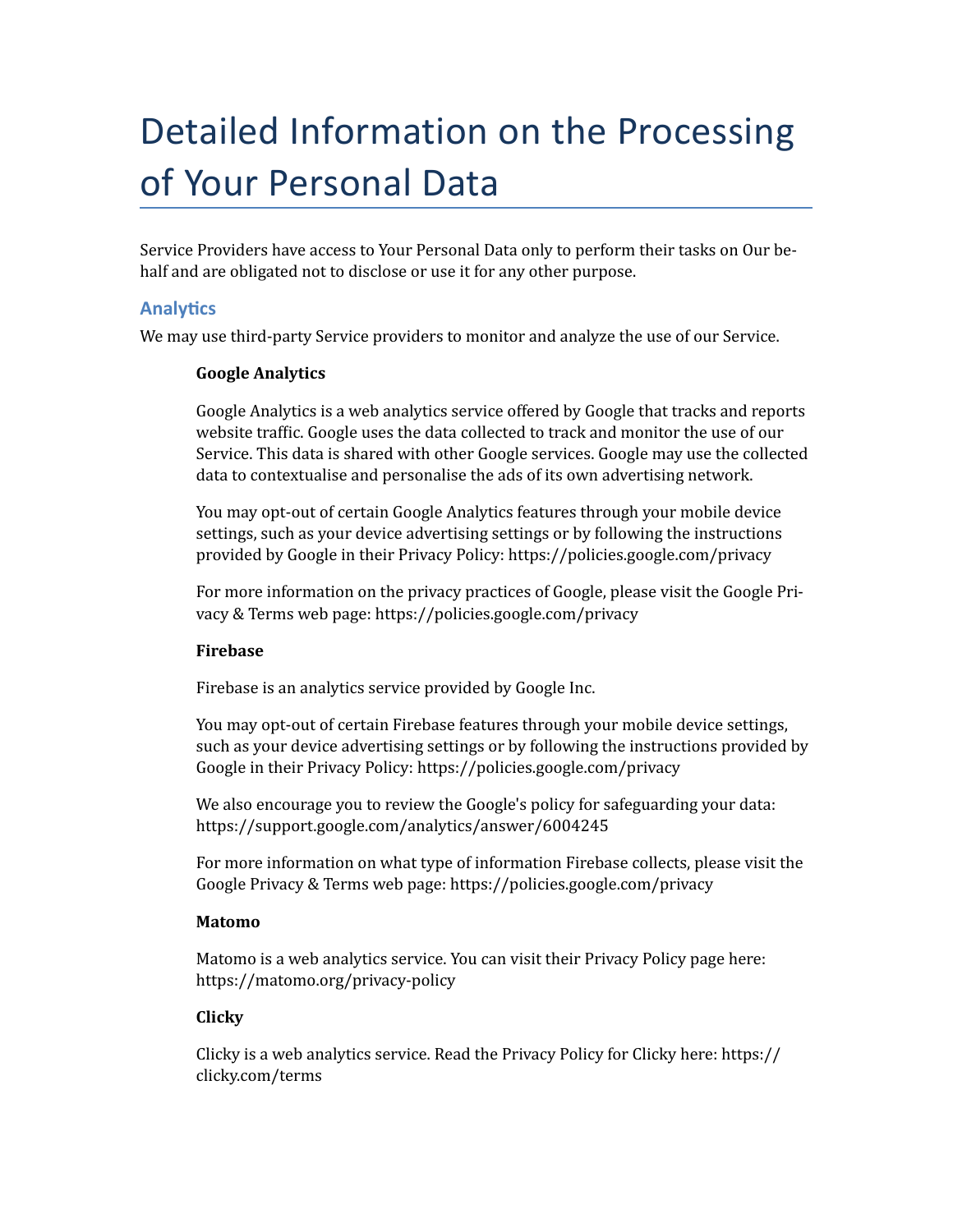# Detailed Information on the Processing of Your Personal Data

Service Providers have access to Your Personal Data only to perform their tasks on Our behalf and are obligated not to disclose or use it for any other purpose.

## Analytics

We may use third-party Service providers to monitor and analyze the use of our Service.

**Google Analytics**

Google Analytics is a web analytics service offered by Google that tracks and reports website traffic. Google uses the data collected to track and monitor the use of our Service. This data is shared with other Google services. Google may use the collected data to contextualise and personalise the ads of its own advertising network.

You may opt-out of certain Google Analytics features through your mobile device settings, such as your device advertising settings or by following the instructions provided by Google in their Privacy Policy: https://policies.google.com/privacy

For more information on the privacy practices of Google, please visit the Google Privacy & Terms web page: https://policies.google.com/privacy

**Firebase**

Firebase is an analytics service provided by Google Inc.

You may opt-out of certain Firebase features through your mobile device settings, such as your device advertising settings or by following the instructions provided by Google in their Privacy Policy: https://policies.google.com/privacy

We also encourage you to review the Google's policy for safeguarding your data: https://support.google.com/analytics/answer/6004245

For more information on what type of information Firebase collects, please visit the Google Privacy & Terms web page: https://policies.google.com/privacy

**Matomo**

Matomo is a web analytics service. You can visit their Privacy Policy page here: https://matomo.org/privacy-policy

**Clicky**

Clicky is a web analytics service. Read the Privacy Policy for Clicky here: https://clicky.com/terms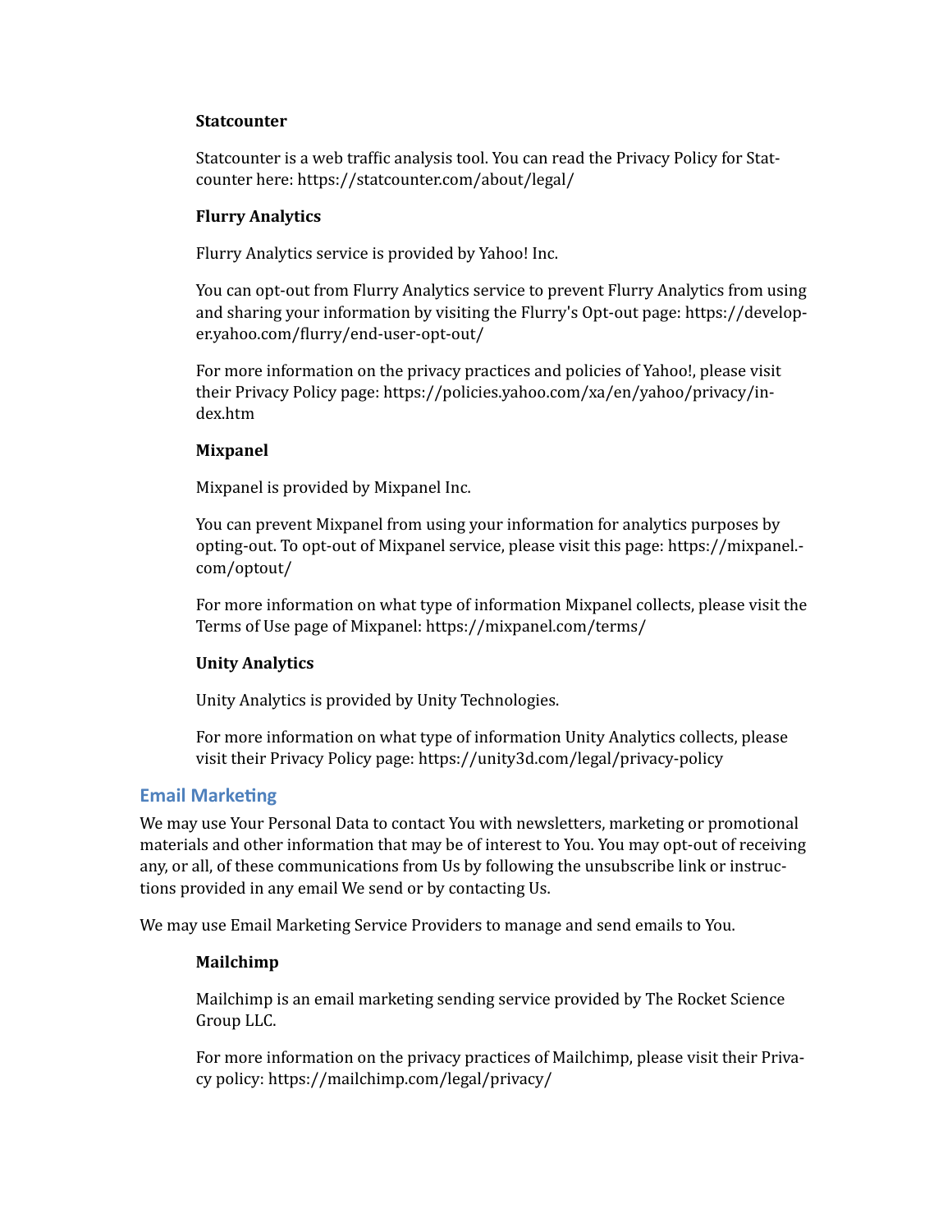**Statcounter**

Statcounter is a web traffic analysis tool. You can read the Privacy Policy for Statcounter here: https://statcounter.com/about/legal/

**Flurry Analytics**

Flurry Analytics service is provided by Yahoo! Inc.

You can opt-out from Flurry Analytics service to prevent Flurry Analytics from using and sharing your information by visiting the Flurry's Opt-out page: https://developer.yahoo.com/flurry/end-user-opt-out/

For more information on the privacy practices and policies of Yahoo!, please visit their Privacy Policy page: https://policies.yahoo.com/xa/en/yahoo/privacy/index.htm

**Mixpanel**

Mixpanel is provided by Mixpanel Inc.

You can prevent Mixpanel from using your information for analytics purposes by opting-out. To opt-out of Mixpanel service, please visit this page: https://mixpanel.com/optout/

For more information on what type of information Mixpanel collects, please visit the Terms of Use page of Mixpanel: https://mixpanel.com/terms/

**Unity Analytics**

Unity Analytics is provided by Unity Technologies.

For more information on what type of information Unity Analytics collects, please visit their Privacy Policy page: https://unity3d.com/legal/privacy-policy

## Email Marketing

We may use Your Personal Data to contact You with newsletters, marketing or promotional materials and other information that may be of interest to You. You may opt-out of receiving any, or all, of these communications from Us by following the unsubscribe link or instructions provided in any email We send or by contacting Us.

We may use Email Marketing Service Providers to manage and send emails to You.

**Mailchimp**

Mailchimp is an email marketing sending service provided by The Rocket Science Group LLC.

For more information on the privacy practices of Mailchimp, please visit their Privacy policy: https://mailchimp.com/legal/privacy/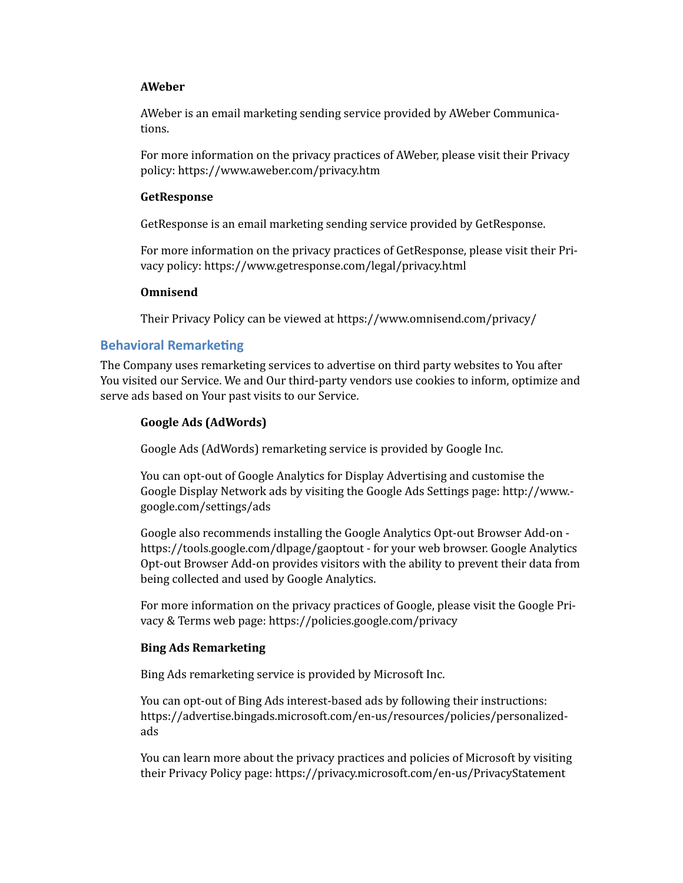**AWeber**

AWeber is an email marketing sending service provided by AWeber Communications.

For more information on the privacy practices of AWeber, please visit their Privacy policy: https://www.aweber.com/privacy.htm

**GetResponse**

GetResponse is an email marketing sending service provided by GetResponse.

For more information on the privacy practices of GetResponse, please visit their Privacy policy: https://www.getresponse.com/legal/privacy.html

**Omnisend**

Their Privacy Policy can be viewed at https://www.omnisend.com/privacy/

### Behavioral Remarketing

The Company uses remarketing services to advertise on third party websites to You after You visited our Service. We and Our third-party vendors use cookies to inform, optimize and serve ads based on Your past visits to our Service.

**Google Ads (AdWords)**

Google Ads (AdWords) remarketing service is provided by Google Inc.

You can opt-out of Google Analytics for Display Advertising and customise the Google Display Network ads by visiting the Google Ads Settings page: http://www.google.com/settings/ads

Google also recommends installing the Google Analytics Opt-out Browser Add-on - https://tools.google.com/dlpage/gaoptout - for your web browser. Google Analytics Opt-out Browser Add-on provides visitors with the ability to prevent their data from being collected and used by Google Analytics.

For more information on the privacy practices of Google, please visit the Google Privacy & Terms web page: https://policies.google.com/privacy

**Bing Ads Remarketing**

Bing Ads remarketing service is provided by Microsoft Inc.

You can opt-out of Bing Ads interest-based ads by following their instructions: https://advertise.bingads.microsoft.com/en-us/resources/policies/personalized-ads

You can learn more about the privacy practices and policies of Microsoft by visiting their Privacy Policy page: https://privacy.microsoft.com/en-us/PrivacyStatement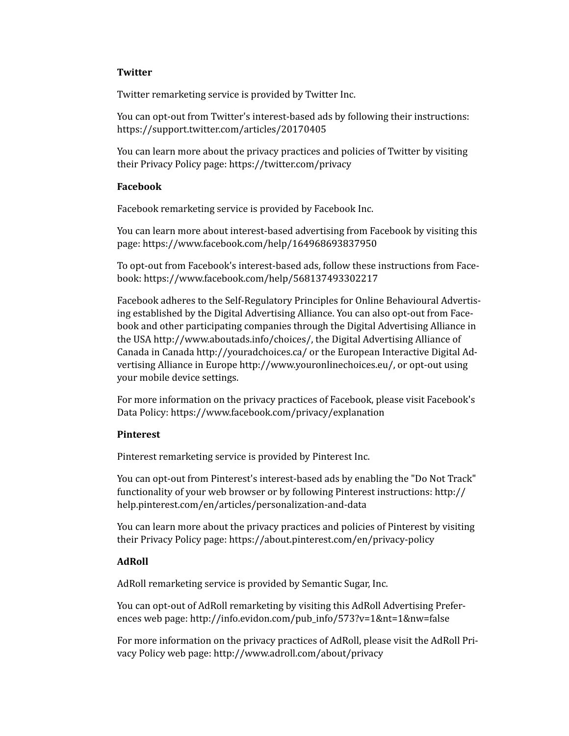**Twitter**

Twitter remarketing service is provided by Twitter Inc.

You can opt-out from Twitter's interest-based ads by following their instructions: https://support.twitter.com/articles/20170405

You can learn more about the privacy practices and policies of Twitter by visiting their Privacy Policy page: https://twitter.com/privacy

**Facebook**

Facebook remarketing service is provided by Facebook Inc.

You can learn more about interest-based advertising from Facebook by visiting this page: https://www.facebook.com/help/164968693837950

To opt-out from Facebook's interest-based ads, follow these instructions from Facebook: https://www.facebook.com/help/568137493302217

Facebook adheres to the Self-Regulatory Principles for Online Behavioural Advertising established by the Digital Advertising Alliance. You can also opt-out from Facebook and other participating companies through the Digital Advertising Alliance in the USA http://www.aboutads.info/choices/, the Digital Advertising Alliance of Canada in Canada http://youradchoices.ca/ or the European Interactive Digital Advertising Alliance in Europe http://www.youronlinechoices.eu/, or opt-out using your mobile device settings.

For more information on the privacy practices of Facebook, please visit Facebook's Data Policy: https://www.facebook.com/privacy/explanation

**Pinterest**

Pinterest remarketing service is provided by Pinterest Inc.

You can opt-out from Pinterest's interest-based ads by enabling the "Do Not Track" functionality of your web browser or by following Pinterest instructions: http://help.pinterest.com/en/articles/personalization-and-data

You can learn more about the privacy practices and policies of Pinterest by visiting their Privacy Policy page: https://about.pinterest.com/en/privacy-policy

**AdRoll**

AdRoll remarketing service is provided by Semantic Sugar, Inc.

You can opt-out of AdRoll remarketing by visiting this AdRoll Advertising Preferences web page: http://info.evidon.com/pub_info/573?v=1&nt=1&nw=false

For more information on the privacy practices of AdRoll, please visit the AdRoll Privacy Policy web page: http://www.adroll.com/about/privacy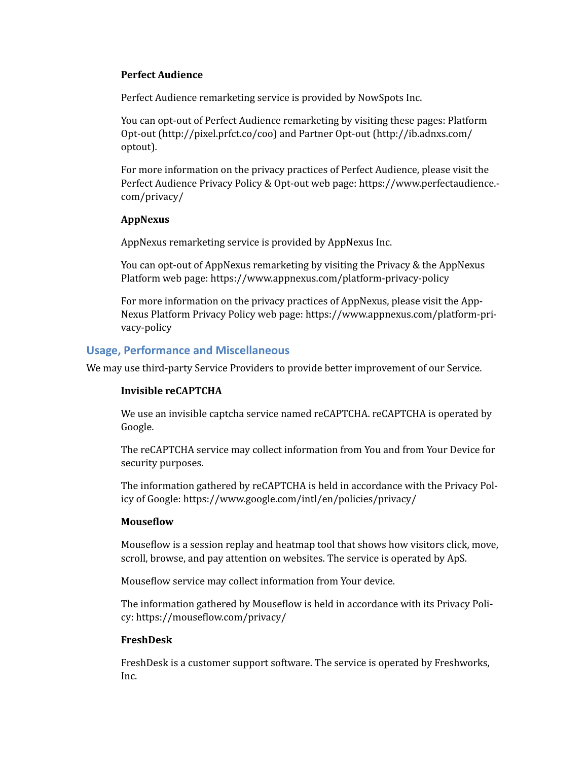**Perfect Audience**

Perfect Audience remarketing service is provided by NowSpots Inc.

You can opt-out of Perfect Audience remarketing by visiting these pages: Platform Opt-out (http://pixel.prfct.co/coo) and Partner Opt-out (http://ib.adnxs.com/optout).

For more information on the privacy practices of Perfect Audience, please visit the Perfect Audience Privacy Policy & Opt-out web page: https://www.perfectaudience.com/privacy/

**AppNexus**

AppNexus remarketing service is provided by AppNexus Inc.

You can opt-out of AppNexus remarketing by visiting the Privacy & the AppNexus Platform web page: https://www.appnexus.com/platform-privacy-policy

For more information on the privacy practices of AppNexus, please visit the AppNexus Platform Privacy Policy web page: https://www.appnexus.com/platform-privacy-policy

### Usage, Performance and Miscellaneous

We may use third-party Service Providers to provide better improvement of our Service.

**Invisible reCAPTCHA**

We use an invisible captcha service named reCAPTCHA. reCAPTCHA is operated by Google.

The reCAPTCHA service may collect information from You and from Your Device for security purposes.

The information gathered by reCAPTCHA is held in accordance with the Privacy Policy of Google: https://www.google.com/intl/en/policies/privacy/

**Mouseflow**

Mouseflow is a session replay and heatmap tool that shows how visitors click, move, scroll, browse, and pay attention on websites. The service is operated by ApS.

Mouseflow service may collect information from Your device.

The information gathered by Mouseflow is held in accordance with its Privacy Policy: https://mouseflow.com/privacy/

**FreshDesk**

FreshDesk is a customer support software. The service is operated by Freshworks, Inc.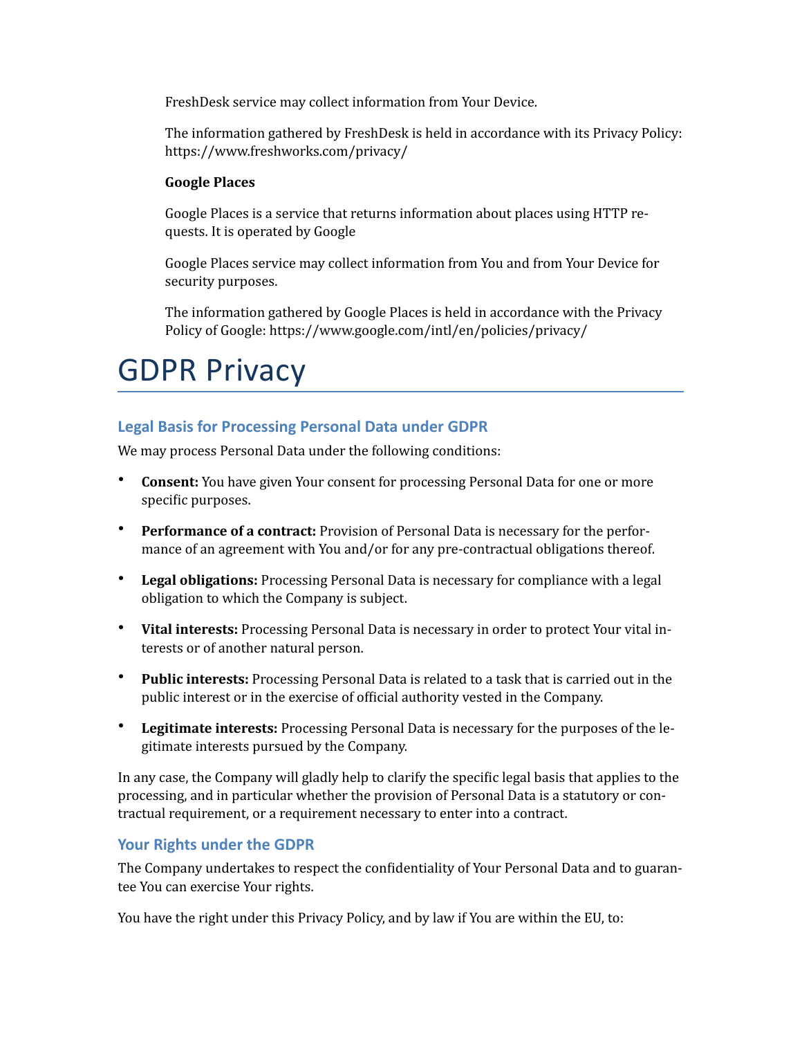FreshDesk service may collect information from Your Device.

The information gathered by FreshDesk is held in accordance with its Privacy Policy: https://www.freshworks.com/privacy/

**Google Places**

Google Places is a service that returns information about places using HTTP requests. It is operated by Google

Google Places service may collect information from You and from Your Device for security purposes.

The information gathered by Google Places is held in accordance with the Privacy Policy of Google: https://www.google.com/intl/en/policies/privacy/

# GDPR Privacy

## Legal Basis for Processing Personal Data under GDPR

We may process Personal Data under the following conditions:

- **Consent:** You have given Your consent for processing Personal Data for one or more specific purposes.
- **Performance of a contract:** Provision of Personal Data is necessary for the performance of an agreement with You and/or for any pre-contractual obligations thereof.
- **Legal obligations:** Processing Personal Data is necessary for compliance with a legal obligation to which the Company is subject.
- **Vital interests:** Processing Personal Data is necessary in order to protect Your vital interests or of another natural person.
- **Public interests:** Processing Personal Data is related to a task that is carried out in the public interest or in the exercise of official authority vested in the Company.
- **Legitimate interests:** Processing Personal Data is necessary for the purposes of the legitimate interests pursued by the Company.

In any case, the Company will gladly help to clarify the specific legal basis that applies to the processing, and in particular whether the provision of Personal Data is a statutory or contractual requirement, or a requirement necessary to enter into a contract.

## Your Rights under the GDPR

The Company undertakes to respect the confidentiality of Your Personal Data and to guarantee You can exercise Your rights.

You have the right under this Privacy Policy, and by law if You are within the EU, to: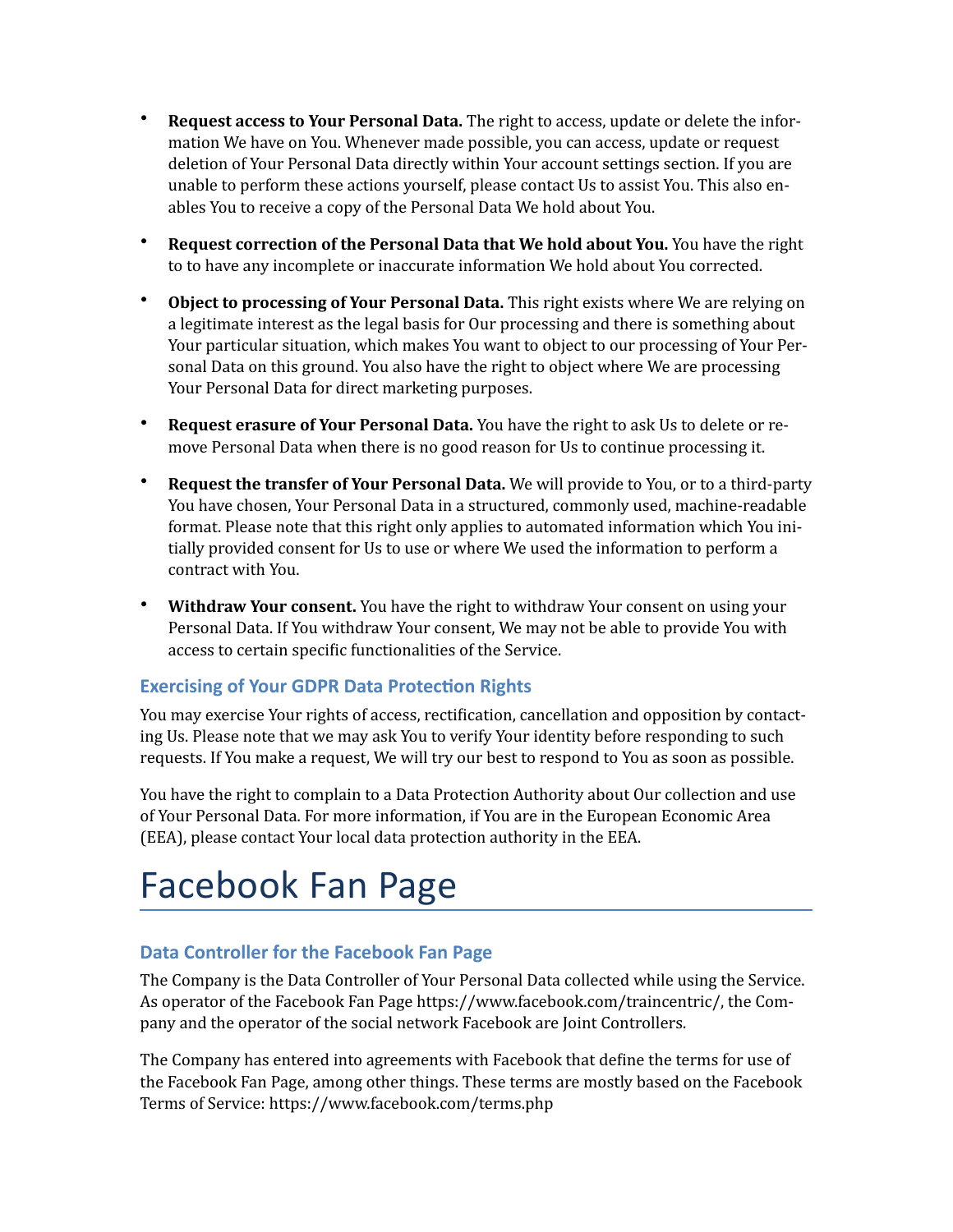- **Request access to Your Personal Data.** The right to access, update or delete the information We have on You. Whenever made possible, you can access, update or request deletion of Your Personal Data directly within Your account settings section. If you are unable to perform these actions yourself, please contact Us to assist You. This also enables You to receive a copy of the Personal Data We hold about You.
- **Request correction of the Personal Data that We hold about You.** You have the right to to have any incomplete or inaccurate information We hold about You corrected.
- **Object to processing of Your Personal Data.** This right exists where We are relying on a legitimate interest as the legal basis for Our processing and there is something about Your particular situation, which makes You want to object to our processing of Your Personal Data on this ground. You also have the right to object where We are processing Your Personal Data for direct marketing purposes.
- **Request erasure of Your Personal Data.** You have the right to ask Us to delete or remove Personal Data when there is no good reason for Us to continue processing it.
- **Request the transfer of Your Personal Data.** We will provide to You, or to a third-party You have chosen, Your Personal Data in a structured, commonly used, machine-readable format. Please note that this right only applies to automated information which You initially provided consent for Us to use or where We used the information to perform a contract with You.
- **Withdraw Your consent.** You have the right to withdraw Your consent on using your Personal Data. If You withdraw Your consent, We may not be able to provide You with access to certain specific functionalities of the Service.

### Exercising of Your GDPR Data Protection Rights

You may exercise Your rights of access, rectification, cancellation and opposition by contacting Us. Please note that we may ask You to verify Your identity before responding to such requests. If You make a request, We will try our best to respond to You as soon as possible.

You have the right to complain to a Data Protection Authority about Our collection and use of Your Personal Data. For more information, if You are in the European Economic Area (EEA), please contact Your local data protection authority in the EEA.

# Facebook Fan Page

### Data Controller for the Facebook Fan Page

The Company is the Data Controller of Your Personal Data collected while using the Service. As operator of the Facebook Fan Page https://www.facebook.com/traincentric/, the Company and the operator of the social network Facebook are Joint Controllers.

The Company has entered into agreements with Facebook that define the terms for use of the Facebook Fan Page, among other things. These terms are mostly based on the Facebook Terms of Service: https://www.facebook.com/terms.php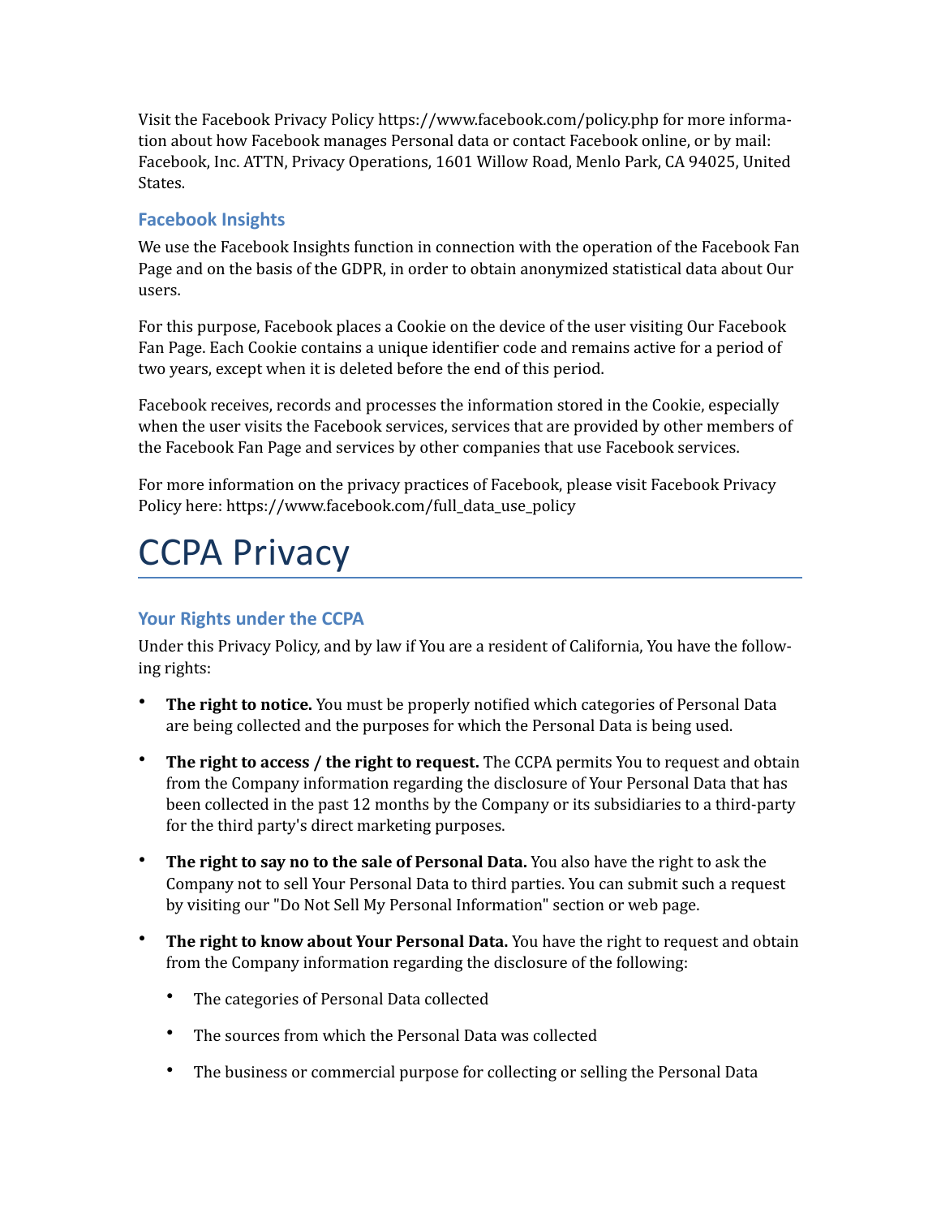Visit the Facebook Privacy Policy https://www.facebook.com/policy.php for more information about how Facebook manages Personal data or contact Facebook online, or by mail: Facebook, Inc. ATTN, Privacy Operations, 1601 Willow Road, Menlo Park, CA 94025, United States.

### Facebook Insights

We use the Facebook Insights function in connection with the operation of the Facebook Fan Page and on the basis of the GDPR, in order to obtain anonymized statistical data about Our users.

For this purpose, Facebook places a Cookie on the device of the user visiting Our Facebook Fan Page. Each Cookie contains a unique identifier code and remains active for a period of two years, except when it is deleted before the end of this period.

Facebook receives, records and processes the information stored in the Cookie, especially when the user visits the Facebook services, services that are provided by other members of the Facebook Fan Page and services by other companies that use Facebook services.

For more information on the privacy practices of Facebook, please visit Facebook Privacy Policy here: https://www.facebook.com/full_data_use_policy

# CCPA Privacy

### Your Rights under the CCPA

Under this Privacy Policy, and by law if You are a resident of California, You have the following rights:

- **The right to notice.** You must be properly notified which categories of Personal Data are being collected and the purposes for which the Personal Data is being used.
- **The right to access / the right to request.** The CCPA permits You to request and obtain from the Company information regarding the disclosure of Your Personal Data that has been collected in the past 12 months by the Company or its subsidiaries to a third-party for the third party's direct marketing purposes.
- **The right to say no to the sale of Personal Data.** You also have the right to ask the Company not to sell Your Personal Data to third parties. You can submit such a request by visiting our "Do Not Sell My Personal Information" section or web page.
- **The right to know about Your Personal Data.** You have the right to request and obtain from the Company information regarding the disclosure of the following:
  - The categories of Personal Data collected
  - The sources from which the Personal Data was collected
  - The business or commercial purpose for collecting or selling the Personal Data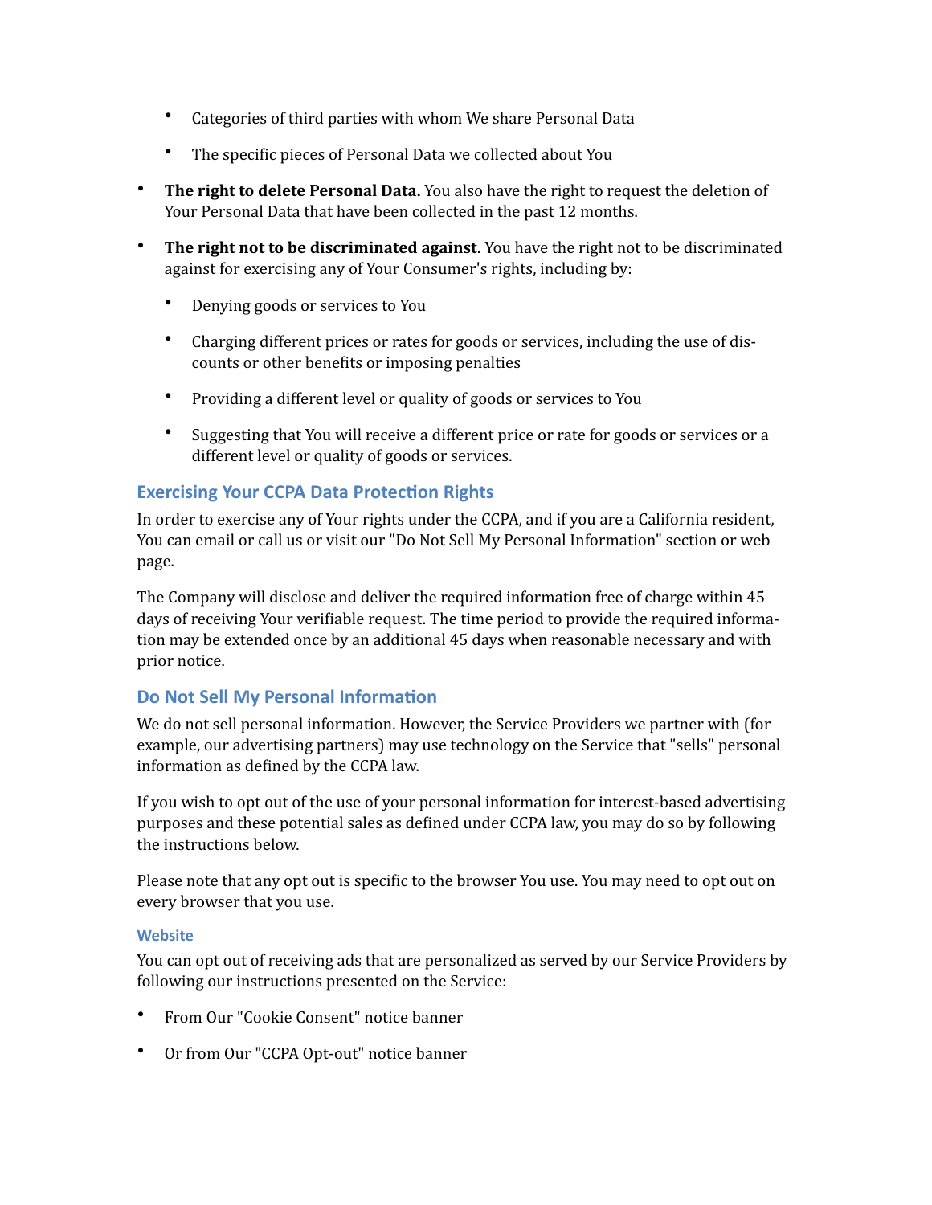- Categories of third parties with whom We share Personal Data
    - The specific pieces of Personal Data we collected about You

- **The right to delete Personal Data.** You also have the right to request the deletion of Your Personal Data that have been collected in the past 12 months.
- **The right not to be discriminated against.** You have the right not to be discriminated against for exercising any of Your Consumer's rights, including by:
    - Denying goods or services to You
    - Charging different prices or rates for goods or services, including the use of discounts or other benefits or imposing penalties
    - Providing a different level or quality of goods or services to You
    - Suggesting that You will receive a different price or rate for goods or services or a different level or quality of goods or services.

## Exercising Your CCPA Data Protection Rights

In order to exercise any of Your rights under the CCPA, and if you are a California resident, You can email or call us or visit our "Do Not Sell My Personal Information" section or web page.

The Company will disclose and deliver the required information free of charge within 45 days of receiving Your verifiable request. The time period to provide the required information may be extended once by an additional 45 days when reasonable necessary and with prior notice.

## Do Not Sell My Personal Information

We do not sell personal information. However, the Service Providers we partner with (for example, our advertising partners) may use technology on the Service that "sells" personal information as defined by the CCPA law.

If you wish to opt out of the use of your personal information for interest-based advertising purposes and these potential sales as defined under CCPA law, you may do so by following the instructions below.

Please note that any opt out is specific to the browser You use. You may need to opt out on every browser that you use.

### Website

You can opt out of receiving ads that are personalized as served by our Service Providers by following our instructions presented on the Service:

- From Our "Cookie Consent" notice banner
- Or from Our "CCPA Opt-out" notice banner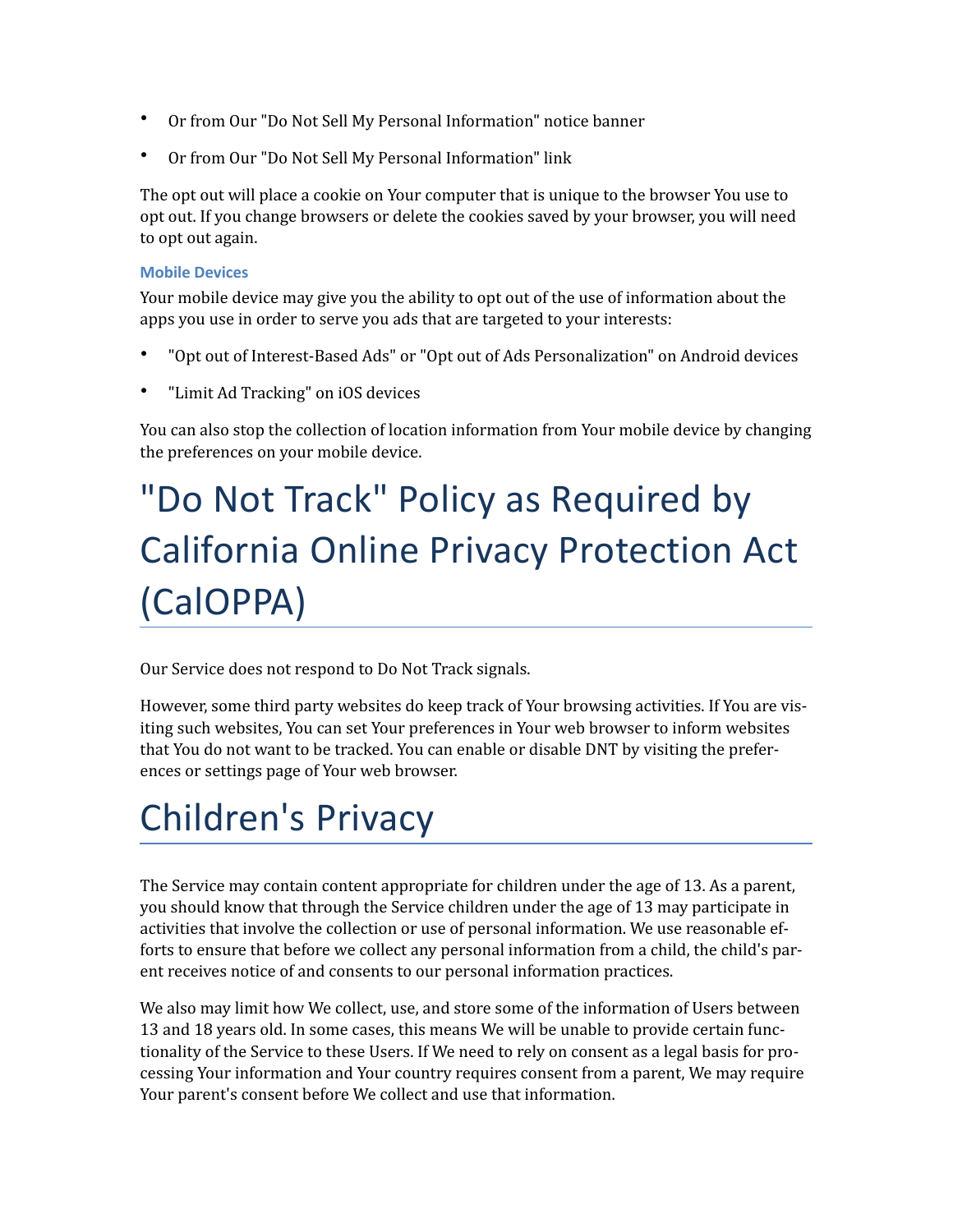- Or from Our "Do Not Sell My Personal Information" notice banner
- Or from Our "Do Not Sell My Personal Information" link

The opt out will place a cookie on Your computer that is unique to the browser You use to opt out. If you change browsers or delete the cookies saved by your browser, you will need to opt out again.

### Mobile Devices

Your mobile device may give you the ability to opt out of the use of information about the apps you use in order to serve you ads that are targeted to your interests:

- "Opt out of Interest-Based Ads" or "Opt out of Ads Personalization" on Android devices
- "Limit Ad Tracking" on iOS devices

You can also stop the collection of location information from Your mobile device by changing the preferences on your mobile device.

# "Do Not Track" Policy as Required by California Online Privacy Protection Act (CalOPPA)

Our Service does not respond to Do Not Track signals.

However, some third party websites do keep track of Your browsing activities. If You are visiting such websites, You can set Your preferences in Your web browser to inform websites that You do not want to be tracked. You can enable or disable DNT by visiting the preferences or settings page of Your web browser.

# Children's Privacy

The Service may contain content appropriate for children under the age of 13. As a parent, you should know that through the Service children under the age of 13 may participate in activities that involve the collection or use of personal information. We use reasonable efforts to ensure that before we collect any personal information from a child, the child's parent receives notice of and consents to our personal information practices.

We also may limit how We collect, use, and store some of the information of Users between 13 and 18 years old. In some cases, this means We will be unable to provide certain functionality of the Service to these Users. If We need to rely on consent as a legal basis for processing Your information and Your country requires consent from a parent, We may require Your parent's consent before We collect and use that information.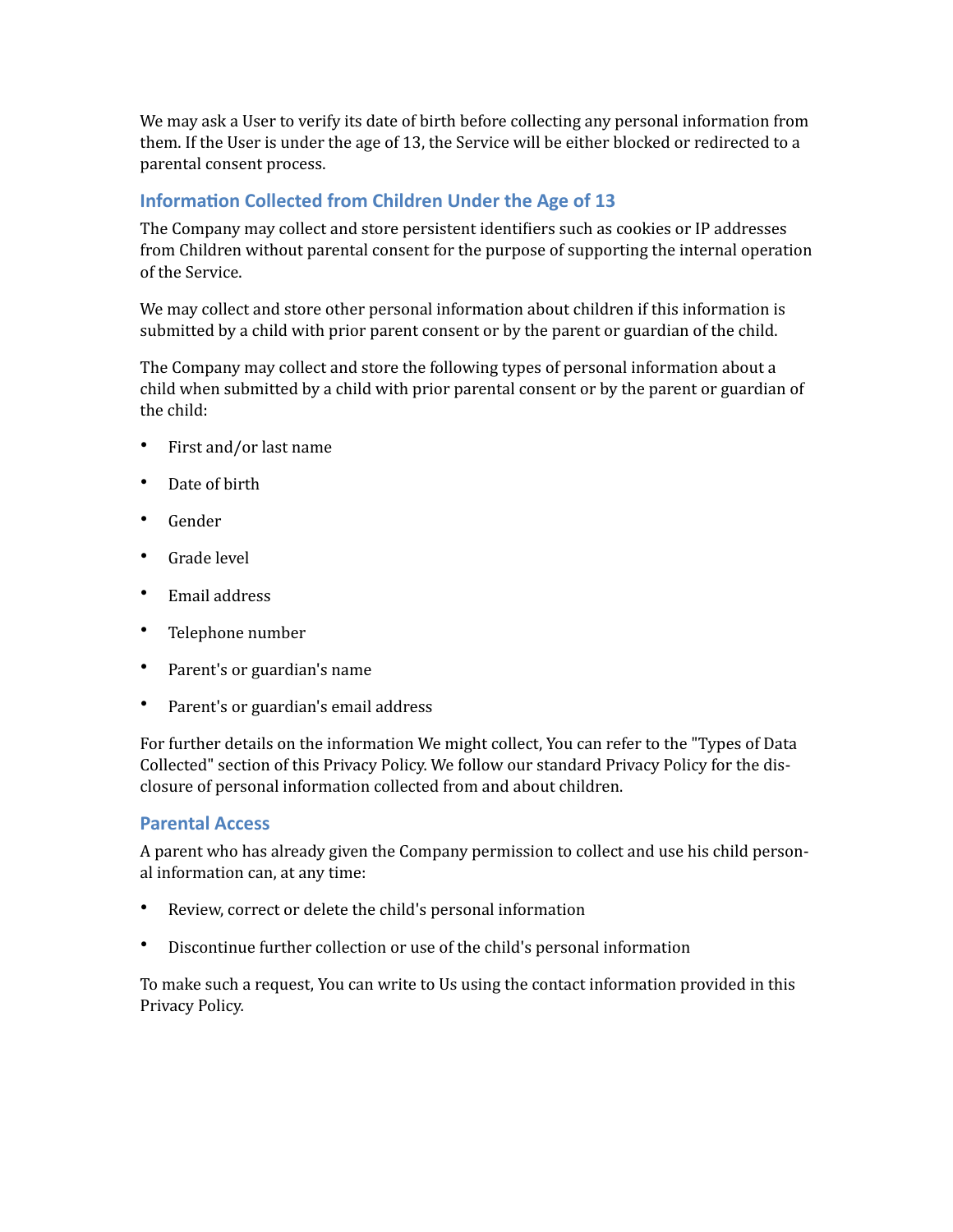We may ask a User to verify its date of birth before collecting any personal information from them. If the User is under the age of 13, the Service will be either blocked or redirected to a parental consent process.

### Information Collected from Children Under the Age of 13

The Company may collect and store persistent identifiers such as cookies or IP addresses from Children without parental consent for the purpose of supporting the internal operation of the Service.

We may collect and store other personal information about children if this information is submitted by a child with prior parent consent or by the parent or guardian of the child.

The Company may collect and store the following types of personal information about a child when submitted by a child with prior parental consent or by the parent or guardian of the child:

- First and/or last name
- Date of birth
- Gender
- Grade level
- Email address
- Telephone number
- Parent's or guardian's name
- Parent's or guardian's email address

For further details on the information We might collect, You can refer to the "Types of Data Collected" section of this Privacy Policy. We follow our standard Privacy Policy for the disclosure of personal information collected from and about children.

### Parental Access

A parent who has already given the Company permission to collect and use his child personal information can, at any time:

- Review, correct or delete the child's personal information
- Discontinue further collection or use of the child's personal information

To make such a request, You can write to Us using the contact information provided in this Privacy Policy.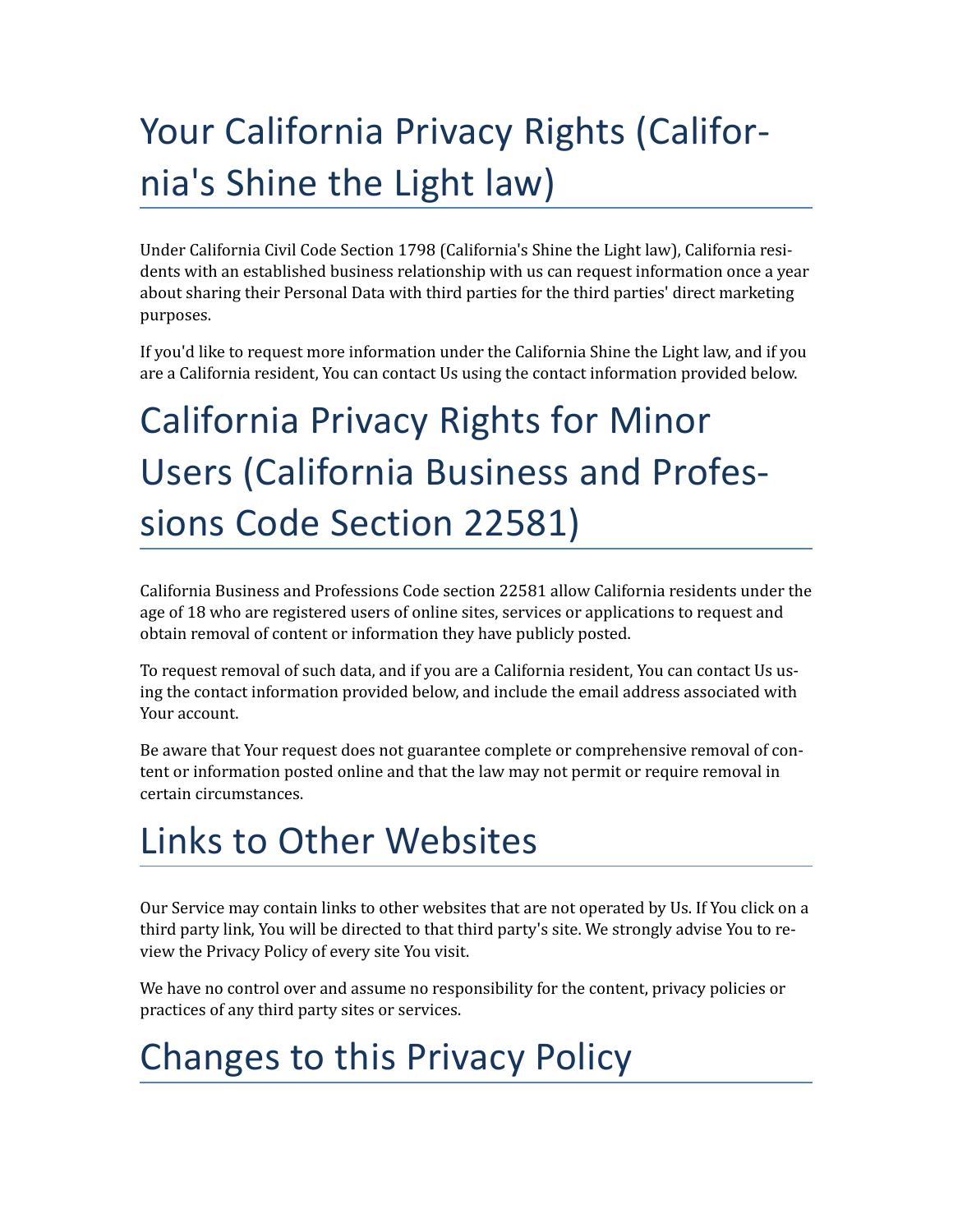# Your California Privacy Rights (California's Shine the Light law)

Under California Civil Code Section 1798 (California's Shine the Light law), California residents with an established business relationship with us can request information once a year about sharing their Personal Data with third parties for the third parties' direct marketing purposes.

If you'd like to request more information under the California Shine the Light law, and if you are a California resident, You can contact Us using the contact information provided below.

# California Privacy Rights for Minor Users (California Business and Professions Code Section 22581)

California Business and Professions Code section 22581 allow California residents under the age of 18 who are registered users of online sites, services or applications to request and obtain removal of content or information they have publicly posted.

To request removal of such data, and if you are a California resident, You can contact Us using the contact information provided below, and include the email address associated with Your account.

Be aware that Your request does not guarantee complete or comprehensive removal of content or information posted online and that the law may not permit or require removal in certain circumstances.

# Links to Other Websites

Our Service may contain links to other websites that are not operated by Us. If You click on a third party link, You will be directed to that third party's site. We strongly advise You to review the Privacy Policy of every site You visit.

We have no control over and assume no responsibility for the content, privacy policies or practices of any third party sites or services.

# Changes to this Privacy Policy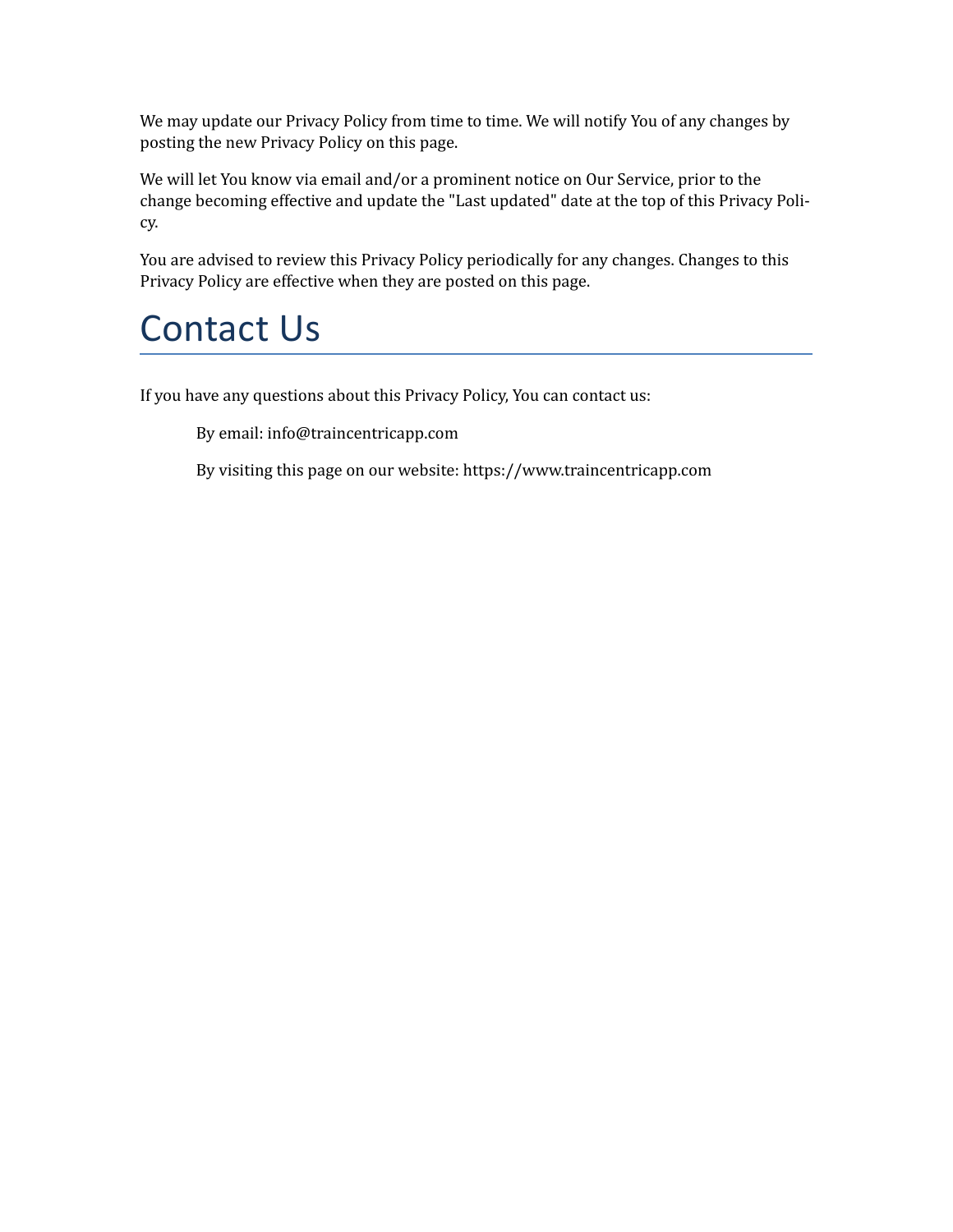We may update our Privacy Policy from time to time. We will notify You of any changes by posting the new Privacy Policy on this page.

We will let You know via email and/or a prominent notice on Our Service, prior to the change becoming effective and update the "Last updated" date at the top of this Privacy Policy.

You are advised to review this Privacy Policy periodically for any changes. Changes to this Privacy Policy are effective when they are posted on this page.

# Contact Us

If you have any questions about this Privacy Policy, You can contact us:

By email: info@traincentricapp.com

By visiting this page on our website: https://www.traincentricapp.com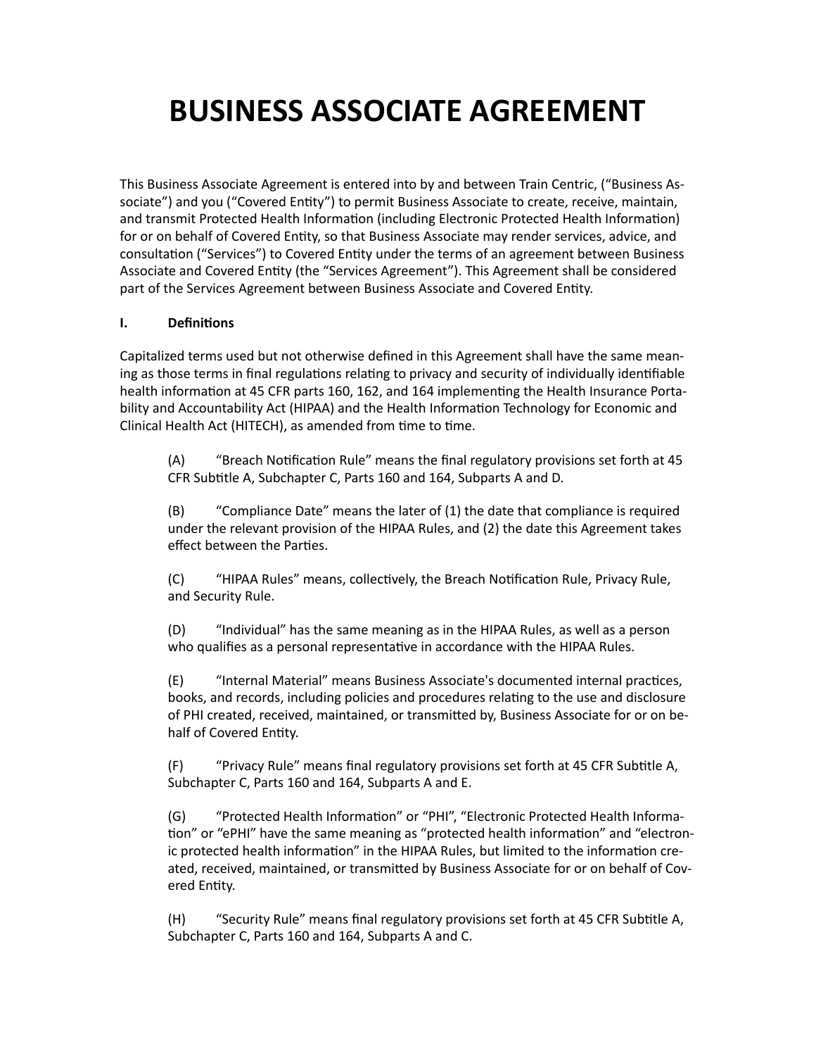# BUSINESS ASSOCIATE AGREEMENT

This Business Associate Agreement is entered into by and between Train Centric, ("Business Associate") and you ("Covered Entity") to permit Business Associate to create, receive, maintain, and transmit Protected Health Information (including Electronic Protected Health Information) for or on behalf of Covered Entity, so that Business Associate may render services, advice, and consultation ("Services") to Covered Entity under the terms of an agreement between Business Associate and Covered Entity (the "Services Agreement"). This Agreement shall be considered part of the Services Agreement between Business Associate and Covered Entity.

**I. Definitions**

Capitalized terms used but not otherwise defined in this Agreement shall have the same meaning as those terms in final regulations relating to privacy and security of individually identifiable health information at 45 CFR parts 160, 162, and 164 implementing the Health Insurance Portability and Accountability Act (HIPAA) and the Health Information Technology for Economic and Clinical Health Act (HITECH), as amended from time to time.

(A) "Breach Notification Rule" means the final regulatory provisions set forth at 45 CFR Subtitle A, Subchapter C, Parts 160 and 164, Subparts A and D.

(B) "Compliance Date" means the later of (1) the date that compliance is required under the relevant provision of the HIPAA Rules, and (2) the date this Agreement takes effect between the Parties.

(C) "HIPAA Rules" means, collectively, the Breach Notification Rule, Privacy Rule, and Security Rule.

(D) "Individual" has the same meaning as in the HIPAA Rules, as well as a person who qualifies as a personal representative in accordance with the HIPAA Rules.

(E) "Internal Material" means Business Associate's documented internal practices, books, and records, including policies and procedures relating to the use and disclosure of PHI created, received, maintained, or transmitted by, Business Associate for or on behalf of Covered Entity.

(F) "Privacy Rule" means final regulatory provisions set forth at 45 CFR Subtitle A, Subchapter C, Parts 160 and 164, Subparts A and E.

(G) "Protected Health Information" or "PHI", "Electronic Protected Health Information" or "ePHI" have the same meaning as "protected health information" and "electronic protected health information" in the HIPAA Rules, but limited to the information created, received, maintained, or transmitted by Business Associate for or on behalf of Covered Entity.

(H) "Security Rule" means final regulatory provisions set forth at 45 CFR Subtitle A, Subchapter C, Parts 160 and 164, Subparts A and C.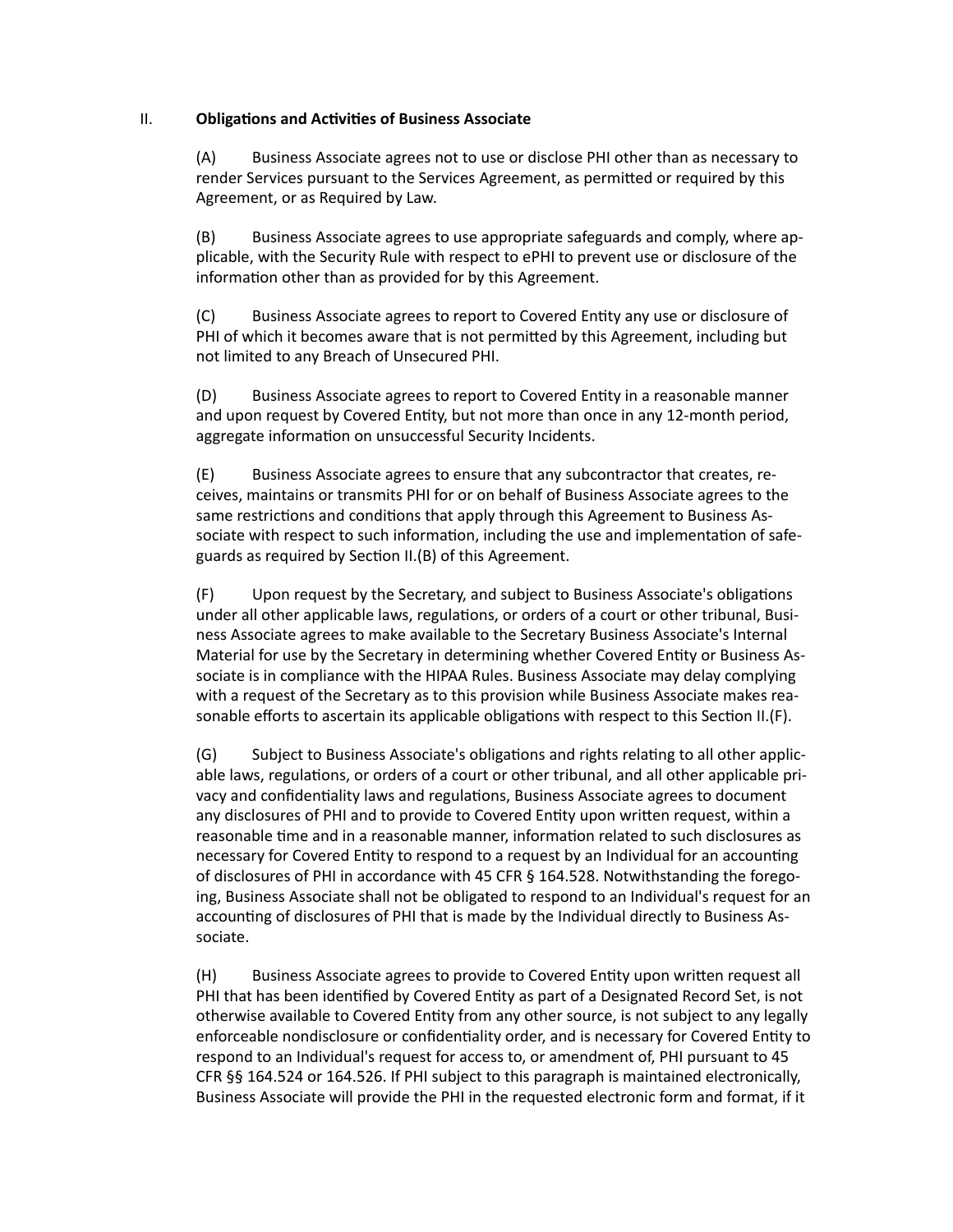## II. **Obligations and Activities of Business Associate**

(A) Business Associate agrees not to use or disclose PHI other than as necessary to render Services pursuant to the Services Agreement, as permitted or required by this Agreement, or as Required by Law.

(B) Business Associate agrees to use appropriate safeguards and comply, where applicable, with the Security Rule with respect to ePHI to prevent use or disclosure of the information other than as provided for by this Agreement.

(C) Business Associate agrees to report to Covered Entity any use or disclosure of PHI of which it becomes aware that is not permitted by this Agreement, including but not limited to any Breach of Unsecured PHI.

(D) Business Associate agrees to report to Covered Entity in a reasonable manner and upon request by Covered Entity, but not more than once in any 12-month period, aggregate information on unsuccessful Security Incidents.

(E) Business Associate agrees to ensure that any subcontractor that creates, receives, maintains or transmits PHI for or on behalf of Business Associate agrees to the same restrictions and conditions that apply through this Agreement to Business Associate with respect to such information, including the use and implementation of safeguards as required by Section II.(B) of this Agreement.

(F) Upon request by the Secretary, and subject to Business Associate's obligations under all other applicable laws, regulations, or orders of a court or other tribunal, Business Associate agrees to make available to the Secretary Business Associate's Internal Material for use by the Secretary in determining whether Covered Entity or Business Associate is in compliance with the HIPAA Rules. Business Associate may delay complying with a request of the Secretary as to this provision while Business Associate makes reasonable efforts to ascertain its applicable obligations with respect to this Section II.(F).

(G) Subject to Business Associate's obligations and rights relating to all other applicable laws, regulations, or orders of a court or other tribunal, and all other applicable privacy and confidentiality laws and regulations, Business Associate agrees to document any disclosures of PHI and to provide to Covered Entity upon written request, within a reasonable time and in a reasonable manner, information related to such disclosures as necessary for Covered Entity to respond to a request by an Individual for an accounting of disclosures of PHI in accordance with 45 CFR § 164.528. Notwithstanding the foregoing, Business Associate shall not be obligated to respond to an Individual's request for an accounting of disclosures of PHI that is made by the Individual directly to Business Associate.

(H) Business Associate agrees to provide to Covered Entity upon written request all PHI that has been identified by Covered Entity as part of a Designated Record Set, is not otherwise available to Covered Entity from any other source, is not subject to any legally enforceable nondisclosure or confidentiality order, and is necessary for Covered Entity to respond to an Individual's request for access to, or amendment of, PHI pursuant to 45 CFR §§ 164.524 or 164.526. If PHI subject to this paragraph is maintained electronically, Business Associate will provide the PHI in the requested electronic form and format, if it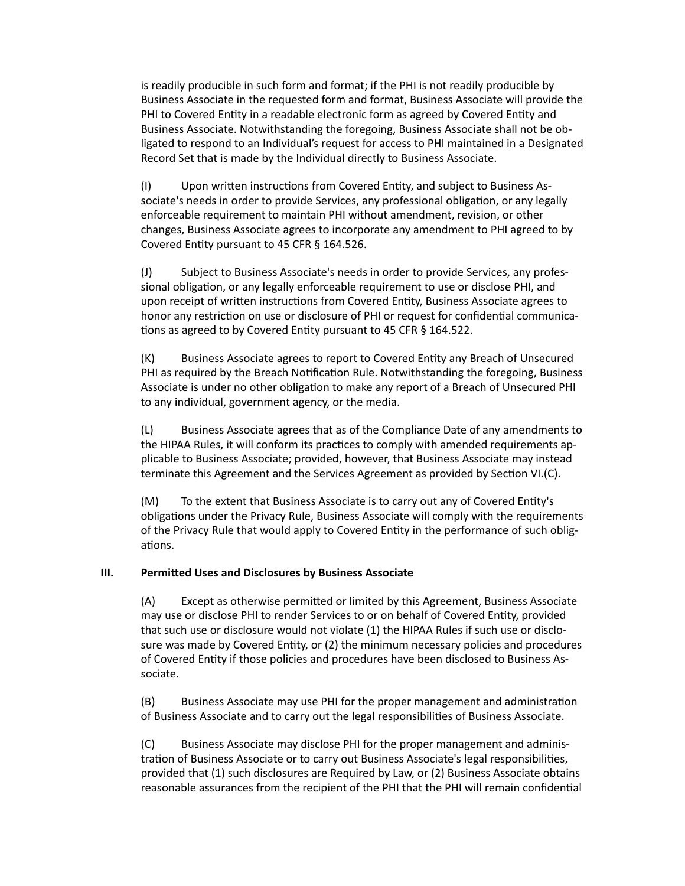is readily producible in such form and format; if the PHI is not readily producible by Business Associate in the requested form and format, Business Associate will provide the PHI to Covered Entity in a readable electronic form as agreed by Covered Entity and Business Associate. Notwithstanding the foregoing, Business Associate shall not be obligated to respond to an Individual's request for access to PHI maintained in a Designated Record Set that is made by the Individual directly to Business Associate.

(I) Upon written instructions from Covered Entity, and subject to Business Associate's needs in order to provide Services, any professional obligation, or any legally enforceable requirement to maintain PHI without amendment, revision, or other changes, Business Associate agrees to incorporate any amendment to PHI agreed to by Covered Entity pursuant to 45 CFR § 164.526.

(J) Subject to Business Associate's needs in order to provide Services, any professional obligation, or any legally enforceable requirement to use or disclose PHI, and upon receipt of written instructions from Covered Entity, Business Associate agrees to honor any restriction on use or disclosure of PHI or request for confidential communications as agreed to by Covered Entity pursuant to 45 CFR § 164.522.

(K) Business Associate agrees to report to Covered Entity any Breach of Unsecured PHI as required by the Breach Notification Rule. Notwithstanding the foregoing, Business Associate is under no other obligation to make any report of a Breach of Unsecured PHI to any individual, government agency, or the media.

(L) Business Associate agrees that as of the Compliance Date of any amendments to the HIPAA Rules, it will conform its practices to comply with amended requirements applicable to Business Associate; provided, however, that Business Associate may instead terminate this Agreement and the Services Agreement as provided by Section VI.(C).

(M) To the extent that Business Associate is to carry out any of Covered Entity's obligations under the Privacy Rule, Business Associate will comply with the requirements of the Privacy Rule that would apply to Covered Entity in the performance of such obligations.

## III. Permitted Uses and Disclosures by Business Associate

(A) Except as otherwise permitted or limited by this Agreement, Business Associate may use or disclose PHI to render Services to or on behalf of Covered Entity, provided that such use or disclosure would not violate (1) the HIPAA Rules if such use or disclosure was made by Covered Entity, or (2) the minimum necessary policies and procedures of Covered Entity if those policies and procedures have been disclosed to Business Associate.

(B) Business Associate may use PHI for the proper management and administration of Business Associate and to carry out the legal responsibilities of Business Associate.

(C) Business Associate may disclose PHI for the proper management and administration of Business Associate or to carry out Business Associate's legal responsibilities, provided that (1) such disclosures are Required by Law, or (2) Business Associate obtains reasonable assurances from the recipient of the PHI that the PHI will remain confidential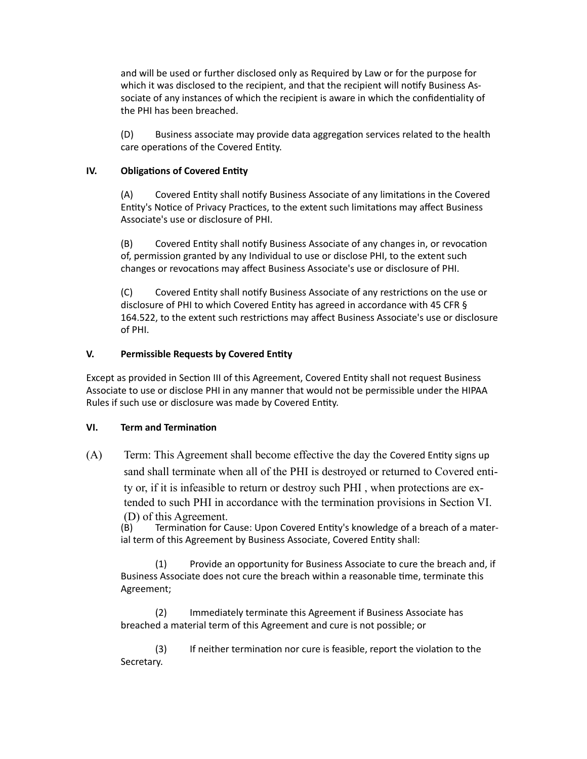and will be used or further disclosed only as Required by Law or for the purpose for which it was disclosed to the recipient, and that the recipient will notify Business Associate of any instances of which the recipient is aware in which the confidentiality of the PHI has been breached.

(D) Business associate may provide data aggregation services related to the health care operations of the Covered Entity.

**IV. Obligations of Covered Entity**

(A) Covered Entity shall notify Business Associate of any limitations in the Covered Entity's Notice of Privacy Practices, to the extent such limitations may affect Business Associate's use or disclosure of PHI.

(B) Covered Entity shall notify Business Associate of any changes in, or revocation of, permission granted by any Individual to use or disclose PHI, to the extent such changes or revocations may affect Business Associate's use or disclosure of PHI.

(C) Covered Entity shall notify Business Associate of any restrictions on the use or disclosure of PHI to which Covered Entity has agreed in accordance with 45 CFR § 164.522, to the extent such restrictions may affect Business Associate's use or disclosure of PHI.

**V. Permissible Requests by Covered Entity**

Except as provided in Section III of this Agreement, Covered Entity shall not request Business Associate to use or disclose PHI in any manner that would not be permissible under the HIPAA Rules if such use or disclosure was made by Covered Entity.

**VI. Term and Termination**

(A) Term: This Agreement shall become effective the day the Covered Entity signs up sand shall terminate when all of the PHI is destroyed or returned to Covered entity or, if it is infeasible to return or destroy such PHI , when protections are extended to such PHI in accordance with the termination provisions in Section VI.(D) of this Agreement.

(B) Termination for Cause: Upon Covered Entity's knowledge of a breach of a material term of this Agreement by Business Associate, Covered Entity shall:

(1) Provide an opportunity for Business Associate to cure the breach and, if Business Associate does not cure the breach within a reasonable time, terminate this Agreement;

(2) Immediately terminate this Agreement if Business Associate has breached a material term of this Agreement and cure is not possible; or

(3) If neither termination nor cure is feasible, report the violation to the Secretary.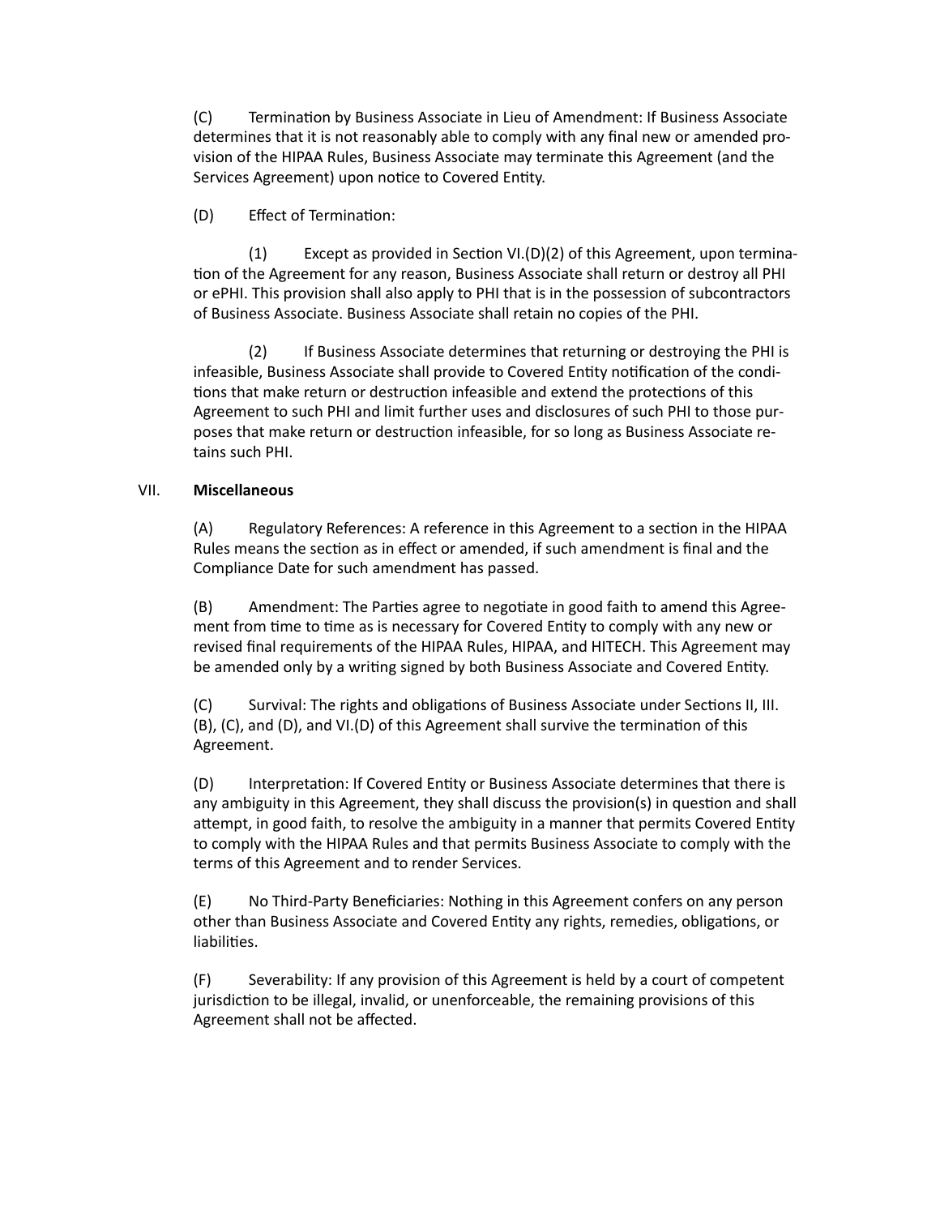(C) Termination by Business Associate in Lieu of Amendment: If Business Associate determines that it is not reasonably able to comply with any final new or amended provision of the HIPAA Rules, Business Associate may terminate this Agreement (and the Services Agreement) upon notice to Covered Entity.

(D) Effect of Termination:

(1) Except as provided in Section VI.(D)(2) of this Agreement, upon termination of the Agreement for any reason, Business Associate shall return or destroy all PHI or ePHI. This provision shall also apply to PHI that is in the possession of subcontractors of Business Associate. Business Associate shall retain no copies of the PHI.

(2) If Business Associate determines that returning or destroying the PHI is infeasible, Business Associate shall provide to Covered Entity notification of the conditions that make return or destruction infeasible and extend the protections of this Agreement to such PHI and limit further uses and disclosures of such PHI to those purposes that make return or destruction infeasible, for so long as Business Associate retains such PHI.

VII. **Miscellaneous**

(A) Regulatory References: A reference in this Agreement to a section in the HIPAA Rules means the section as in effect or amended, if such amendment is final and the Compliance Date for such amendment has passed.

(B) Amendment: The Parties agree to negotiate in good faith to amend this Agreement from time to time as is necessary for Covered Entity to comply with any new or revised final requirements of the HIPAA Rules, HIPAA, and HITECH. This Agreement may be amended only by a writing signed by both Business Associate and Covered Entity.

(C) Survival: The rights and obligations of Business Associate under Sections II, III.(B), (C), and (D), and VI.(D) of this Agreement shall survive the termination of this Agreement.

(D) Interpretation: If Covered Entity or Business Associate determines that there is any ambiguity in this Agreement, they shall discuss the provision(s) in question and shall attempt, in good faith, to resolve the ambiguity in a manner that permits Covered Entity to comply with the HIPAA Rules and that permits Business Associate to comply with the terms of this Agreement and to render Services.

(E) No Third-Party Beneficiaries: Nothing in this Agreement confers on any person other than Business Associate and Covered Entity any rights, remedies, obligations, or liabilities.

(F) Severability: If any provision of this Agreement is held by a court of competent jurisdiction to be illegal, invalid, or unenforceable, the remaining provisions of this Agreement shall not be affected.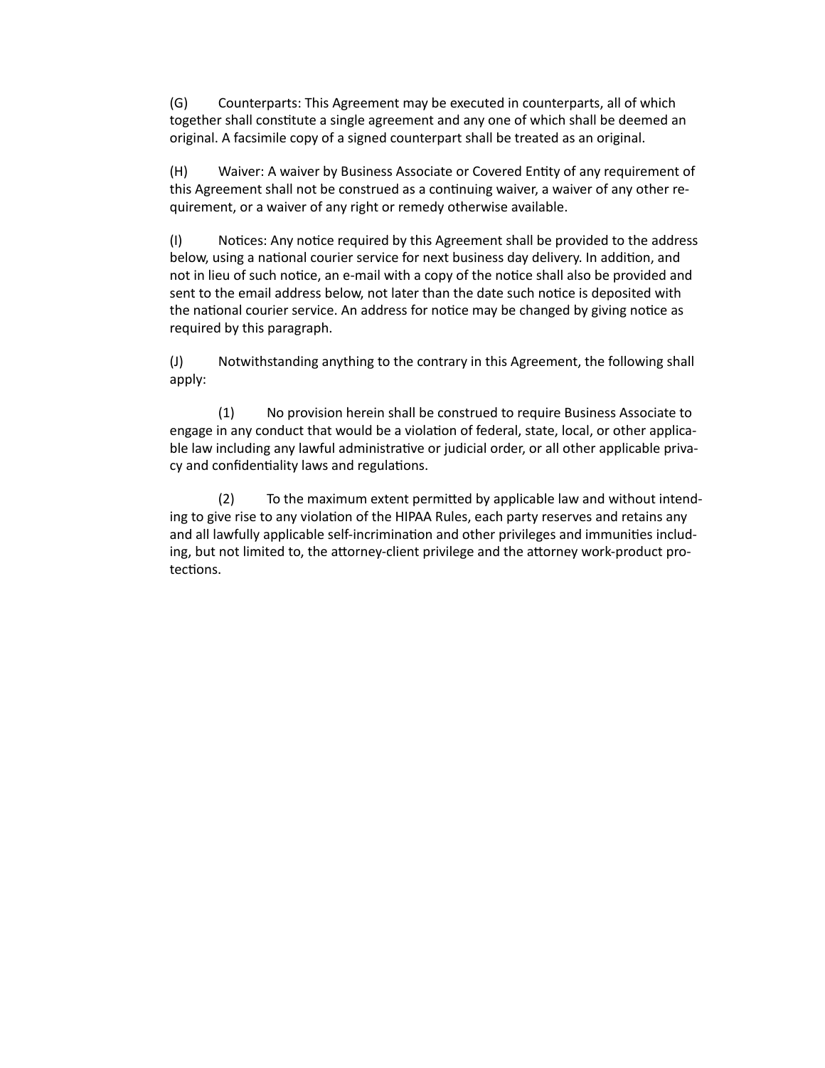(G) Counterparts: This Agreement may be executed in counterparts, all of which together shall constitute a single agreement and any one of which shall be deemed an original. A facsimile copy of a signed counterpart shall be treated as an original.

(H) Waiver: A waiver by Business Associate or Covered Entity of any requirement of this Agreement shall not be construed as a continuing waiver, a waiver of any other requirement, or a waiver of any right or remedy otherwise available.

(I) Notices: Any notice required by this Agreement shall be provided to the address below, using a national courier service for next business day delivery. In addition, and not in lieu of such notice, an e-mail with a copy of the notice shall also be provided and sent to the email address below, not later than the date such notice is deposited with the national courier service. An address for notice may be changed by giving notice as required by this paragraph.

(J) Notwithstanding anything to the contrary in this Agreement, the following shall apply:

(1) No provision herein shall be construed to require Business Associate to engage in any conduct that would be a violation of federal, state, local, or other applicable law including any lawful administrative or judicial order, or all other applicable privacy and confidentiality laws and regulations.

(2) To the maximum extent permitted by applicable law and without intending to give rise to any violation of the HIPAA Rules, each party reserves and retains any and all lawfully applicable self-incrimination and other privileges and immunities including, but not limited to, the attorney-client privilege and the attorney work-product protections.